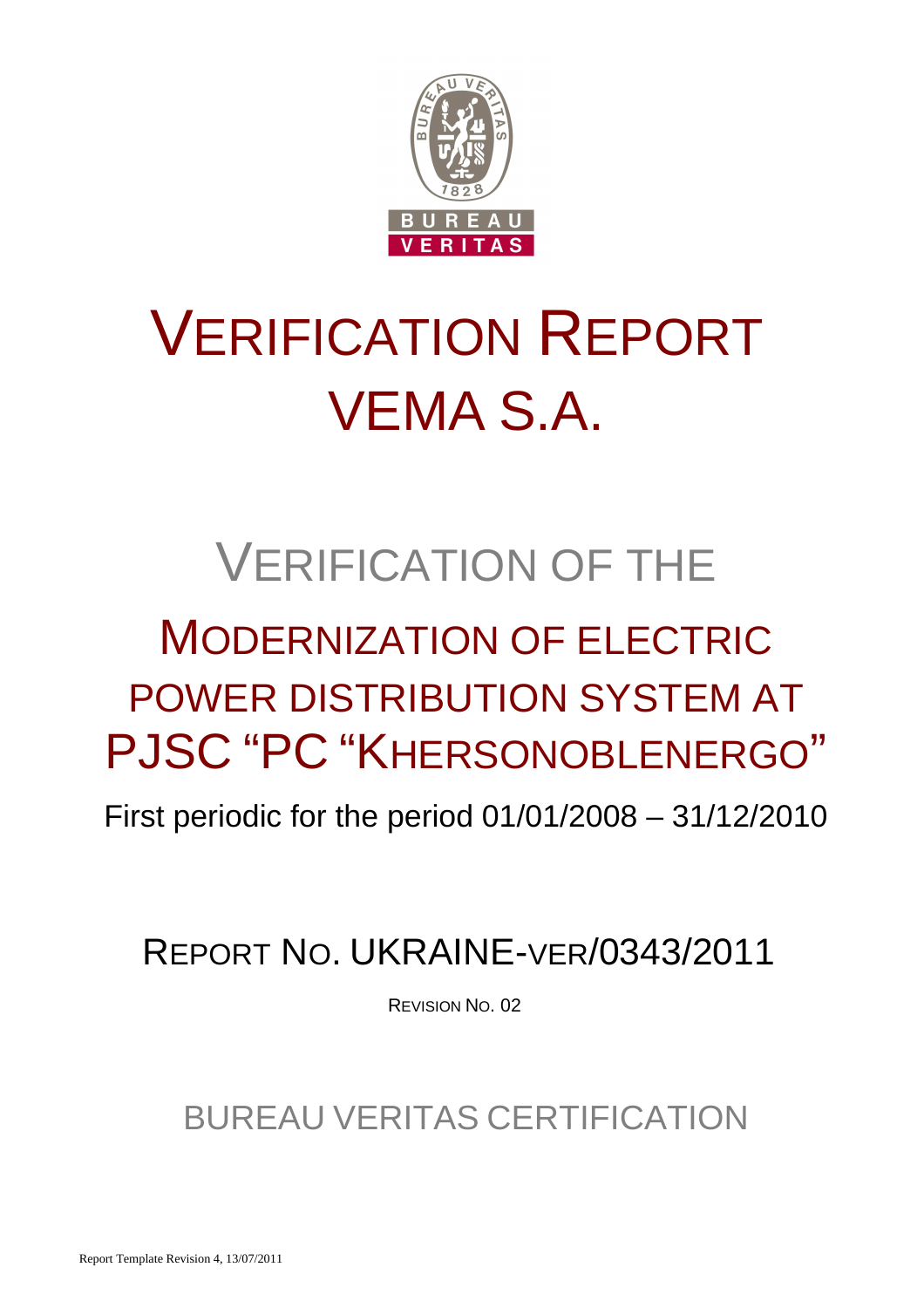# VERIFICATION REPORT VEMA S.A.

## VERIFICATION OF THE

# MODERNIZATION OF ELECTRIC POWER DISTRIBUTION SYSTEM AT PJSC "PC "KHERSONOBLENERGO"

First periodic for the period 01/01/2008 – 31/12/2010

REPORT NO. UKRAINE-VER/0343/2011

REVISION NO. 02

BUREAU VERITAS CERTIFICATION

Report Template Revision 4, 13/07/2011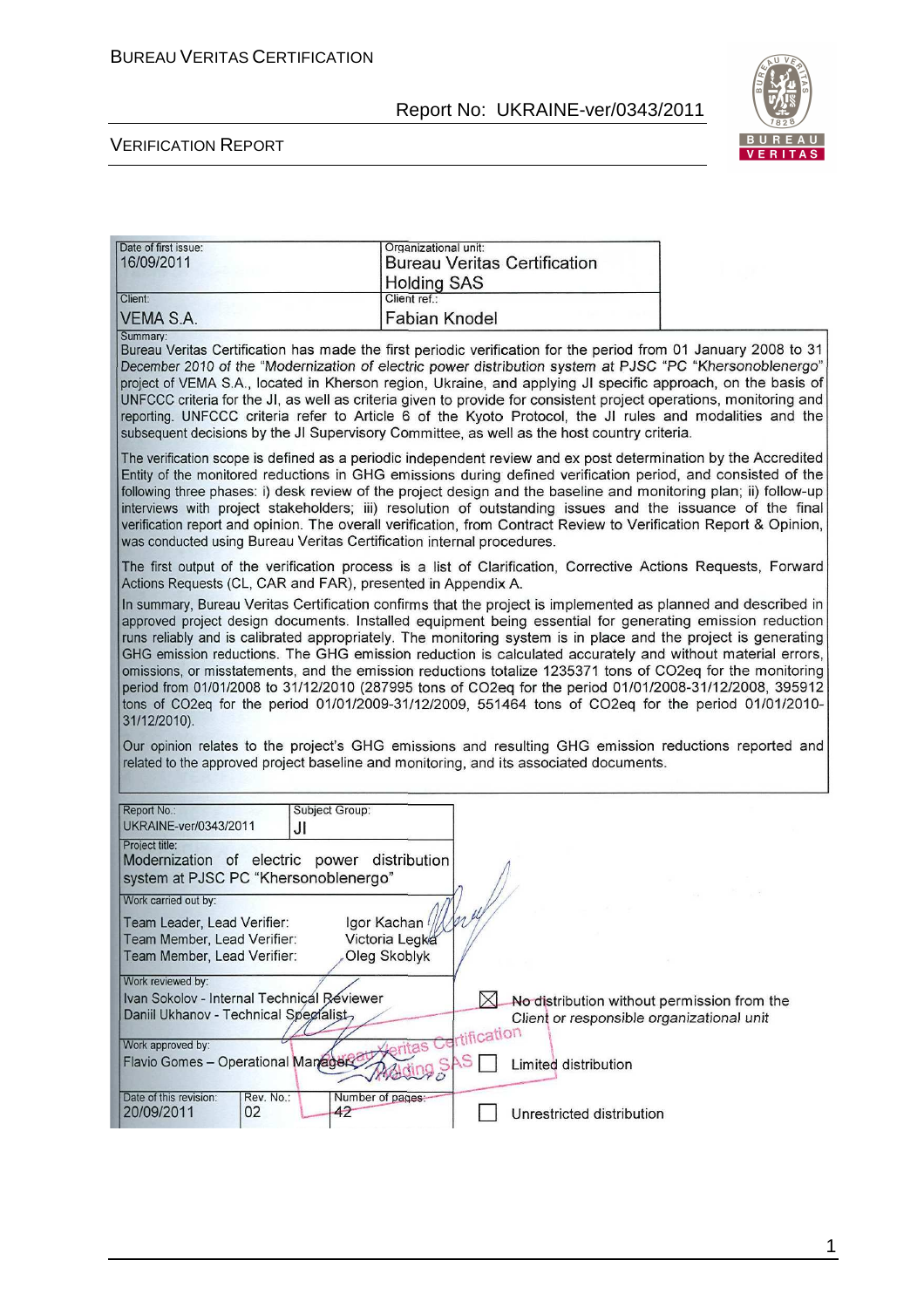| Date of first issue: | Organizational unit: |
|---|---|
| 16/09/2011 | Bureau Veritas Certification Holding SAS |
| Client: | Client ref.: |
| VEMA S.A. | Fabian Knodel |

Summary:

Bureau Veritas Certification has made the first periodic verification for the period from 01 January 2008 to 31 December 2010 of the "Modernization of electric power distribution system at PJSC "PC "Khersonoblenergo" project of VEMA S.A., located in Kherson region, Ukraine, and applying JI specific approach, on the basis of UNFCCC criteria for the JI, as well as criteria given to provide for consistent project operations, monitoring and reporting. UNFCCC criteria refer to Article 6 of the Kyoto Protocol, the JI rules and modalities and the subsequent decisions by the JI Supervisory Committee, as well as the host country criteria.

The verification scope is defined as a periodic independent review and ex post determination by the Accredited Entity of the monitored reductions in GHG emissions during defined verification period, and consisted of the following three phases: i) desk review of the project design and the baseline and monitoring plan; ii) follow-up interviews with project stakeholders; iii) resolution of outstanding issues and the issuance of the final verification report and opinion. The overall verification, from Contract Review to Verification Report & Opinion, was conducted using Bureau Veritas Certification internal procedures.

The first output of the verification process is a list of Clarification, Corrective Actions Requests, Forward Actions Requests (CL, CAR and FAR), presented in Appendix A.

In summary, Bureau Veritas Certification confirms that the project is implemented as planned and described in approved project design documents. Installed equipment being essential for generating emission reduction runs reliably and is calibrated appropriately. The monitoring system is in place and the project is generating GHG emission reductions. The GHG emission reduction is calculated accurately and without material errors, omissions, or misstatements, and the emission reductions totalize 1235371 tons of CO2eq for the monitoring period from 01/01/2008 to 31/12/2010 (287995 tons of CO2eq for the period 01/01/2008-31/12/2008, 395912 tons of CO2eq for the period 01/01/2009-31/12/2009, 551464 tons of CO2eq for the period 01/01/2010-31/12/2010).

Our opinion relates to the project's GHG emissions and resulting GHG emission reductions reported and related to the approved project baseline and monitoring, and its associated documents.

| Report No.: | Subject Group: |
|---|---|
| UKRAINE-ver/0343/2011 | JI |

Project title:
Modernization of electric power distribution system at PJSC PC "Khersonoblenergo"

Work carried out by:

Team Leader, Lead Verifier: Igor Kachan
Team Member, Lead Verifier: Victoria Legka
Team Member, Lead Verifier: Oleg Skoblyk

Work reviewed by:
Ivan Sokolov - Internal Technical Reviewer
Daniil Ukhanov - Technical Specialist

Work approved by:
Flavio Gomes – Operational Manager

| Date of this revision: | Rev. No.: | Number of pages: |
|---|---|---|
| 20/09/2011 | 02 | 42 |

☒ No distribution without permission from the Client or responsible organizational unit

☐ Limited distribution

☐ Unrestricted distribution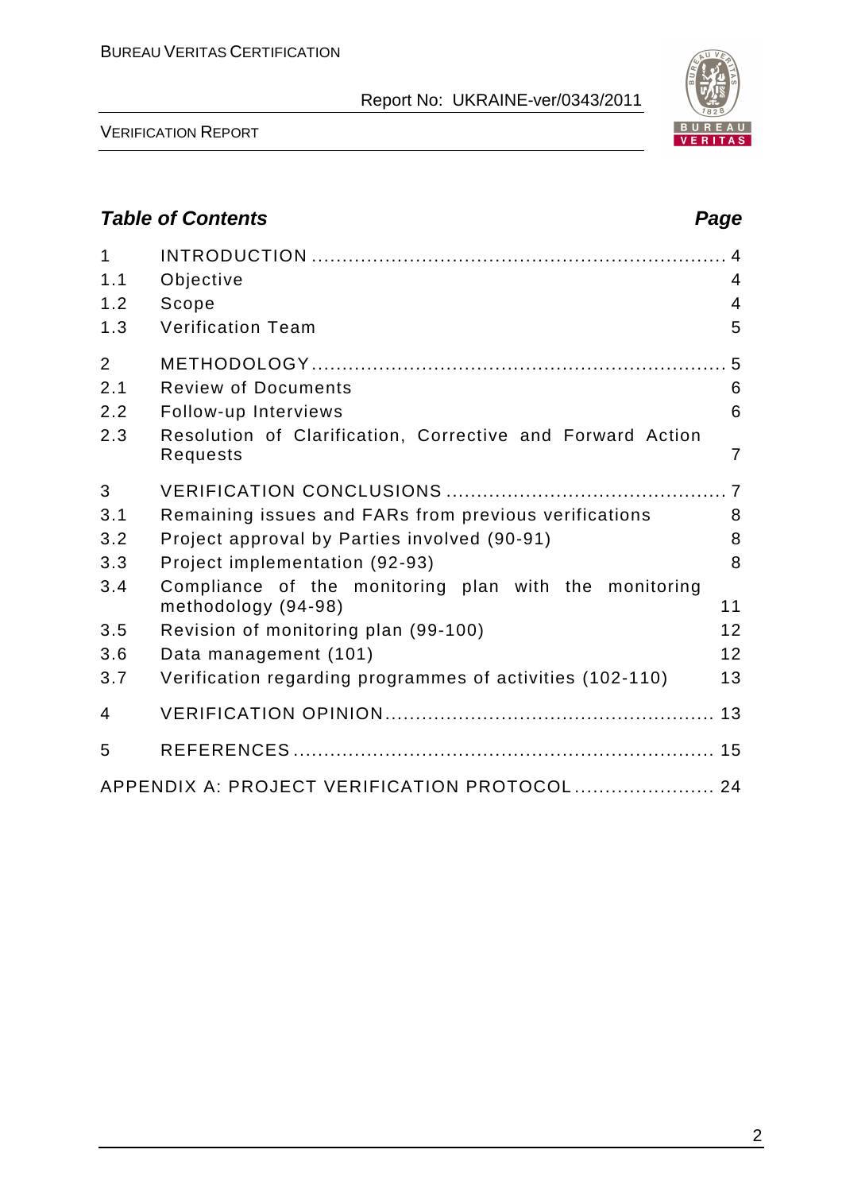## *Table of Contents* *Page*

| | | |
|---|---|---|
| 1 | INTRODUCTION | 4 |
| 1.1 | Objective | 4 |
| 1.2 | Scope | 4 |
| 1.3 | Verification Team | 5 |
| 2 | METHODOLOGY | 5 |
| 2.1 | Review of Documents | 6 |
| 2.2 | Follow-up Interviews | 6 |
| 2.3 | Resolution of Clarification, Corrective and Forward Action Requests | 7 |
| 3 | VERIFICATION CONCLUSIONS | 7 |
| 3.1 | Remaining issues and FARs from previous verifications | 8 |
| 3.2 | Project approval by Parties involved (90-91) | 8 |
| 3.3 | Project implementation (92-93) | 8 |
| 3.4 | Compliance of the monitoring plan with the monitoring methodology (94-98) | 11 |
| 3.5 | Revision of monitoring plan (99-100) | 12 |
| 3.6 | Data management (101) | 12 |
| 3.7 | Verification regarding programmes of activities (102-110) | 13 |
| 4 | VERIFICATION OPINION | 13 |
| 5 | REFERENCES | 15 |
| | APPENDIX A: PROJECT VERIFICATION PROTOCOL | 24 |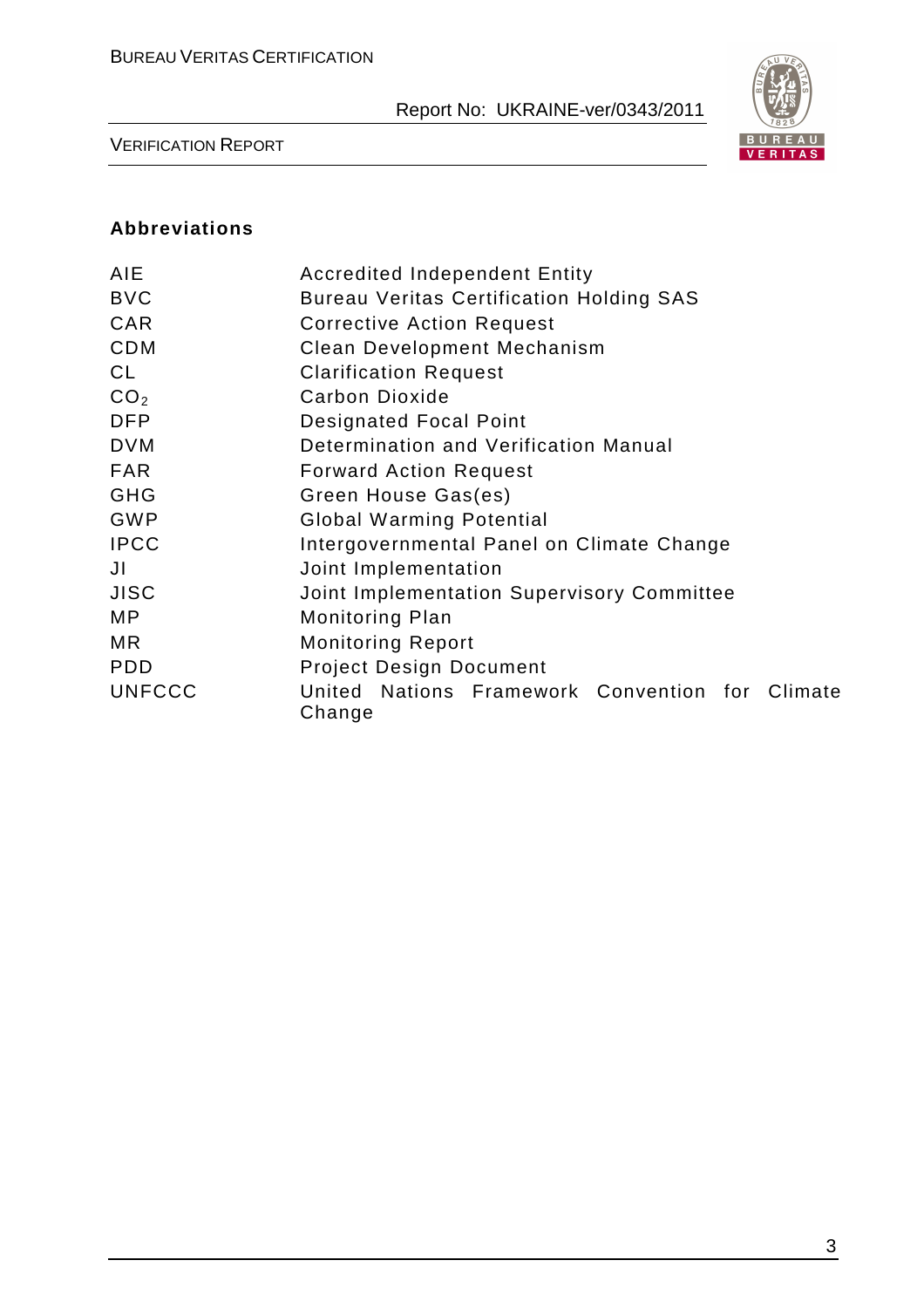## Abbreviations

| | |
|---|---|
| AIE | Accredited Independent Entity |
| BVC | Bureau Veritas Certification Holding SAS |
| CAR | Corrective Action Request |
| CDM | Clean Development Mechanism |
| CL | Clarification Request |
| $CO_2$ | Carbon Dioxide |
| DFP | Designated Focal Point |
| DVM | Determination and Verification Manual |
| FAR | Forward Action Request |
| GHG | Green House Gas(es) |
| GWP | Global Warming Potential |
| IPCC | Intergovernmental Panel on Climate Change |
| JI | Joint Implementation |
| JISC | Joint Implementation Supervisory Committee |
| MP | Monitoring Plan |
| MR | Monitoring Report |
| PDD | Project Design Document |
| UNFCCC | United Nations Framework Convention for Climate Change |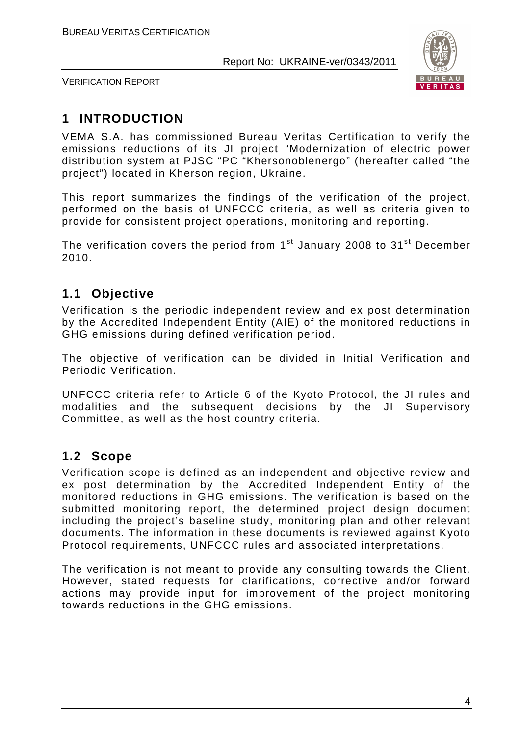# 1 INTRODUCTION

VEMA S.A. has commissioned Bureau Veritas Certification to verify the emissions reductions of its JI project "Modernization of electric power distribution system at PJSC "PC "Khersonoblenergo" (hereafter called "the project") located in Kherson region, Ukraine.

This report summarizes the findings of the verification of the project, performed on the basis of UNFCCC criteria, as well as criteria given to provide for consistent project operations, monitoring and reporting.

The verification covers the period from 1st January 2008 to 31st December 2010.

## 1.1 Objective

Verification is the periodic independent review and ex post determination by the Accredited Independent Entity (AIE) of the monitored reductions in GHG emissions during defined verification period.

The objective of verification can be divided in Initial Verification and Periodic Verification.

UNFCCC criteria refer to Article 6 of the Kyoto Protocol, the JI rules and modalities and the subsequent decisions by the JI Supervisory Committee, as well as the host country criteria.

## 1.2 Scope

Verification scope is defined as an independent and objective review and ex post determination by the Accredited Independent Entity of the monitored reductions in GHG emissions. The verification is based on the submitted monitoring report, the determined project design document including the project's baseline study, monitoring plan and other relevant documents. The information in these documents is reviewed against Kyoto Protocol requirements, UNFCCC rules and associated interpretations.

The verification is not meant to provide any consulting towards the Client. However, stated requests for clarifications, corrective and/or forward actions may provide input for improvement of the project monitoring towards reductions in the GHG emissions.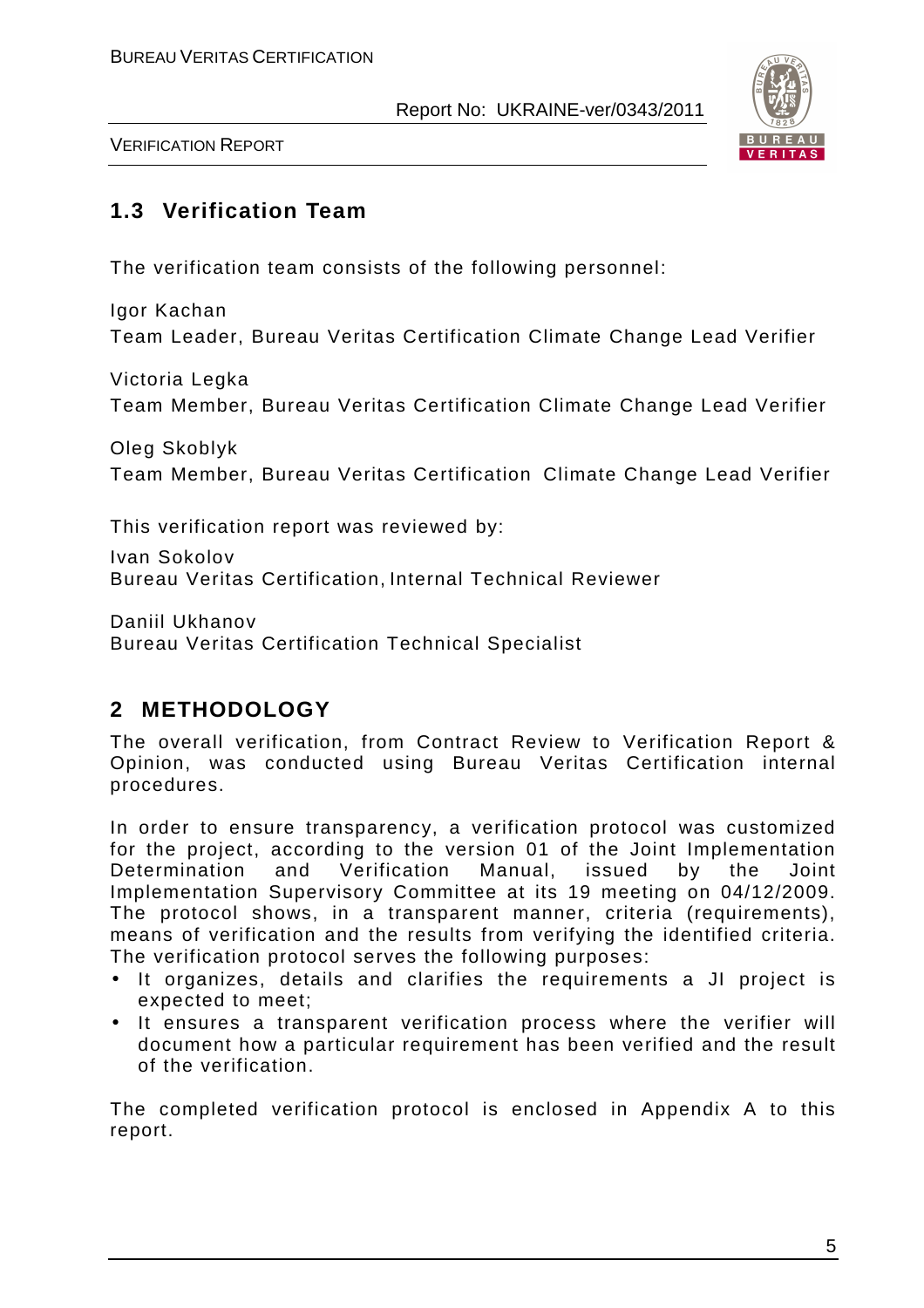## 1.3 Verification Team

The verification team consists of the following personnel:

Igor Kachan
Team Leader, Bureau Veritas Certification Climate Change Lead Verifier

Victoria Legka
Team Member, Bureau Veritas Certification Climate Change Lead Verifier

Oleg Skoblyk
Team Member, Bureau Veritas Certification Climate Change Lead Verifier

This verification report was reviewed by:

Ivan Sokolov
Bureau Veritas Certification, Internal Technical Reviewer

Daniil Ukhanov
Bureau Veritas Certification Technical Specialist

# 2 METHODOLOGY

The overall verification, from Contract Review to Verification Report & Opinion, was conducted using Bureau Veritas Certification internal procedures.

In order to ensure transparency, a verification protocol was customized for the project, according to the version 01 of the Joint Implementation Determination and Verification Manual, issued by the Joint Implementation Supervisory Committee at its 19 meeting on 04/12/2009. The protocol shows, in a transparent manner, criteria (requirements), means of verification and the results from verifying the identified criteria. The verification protocol serves the following purposes:

- It organizes, details and clarifies the requirements a JI project is expected to meet;
- It ensures a transparent verification process where the verifier will document how a particular requirement has been verified and the result of the verification.

The completed verification protocol is enclosed in Appendix A to this report.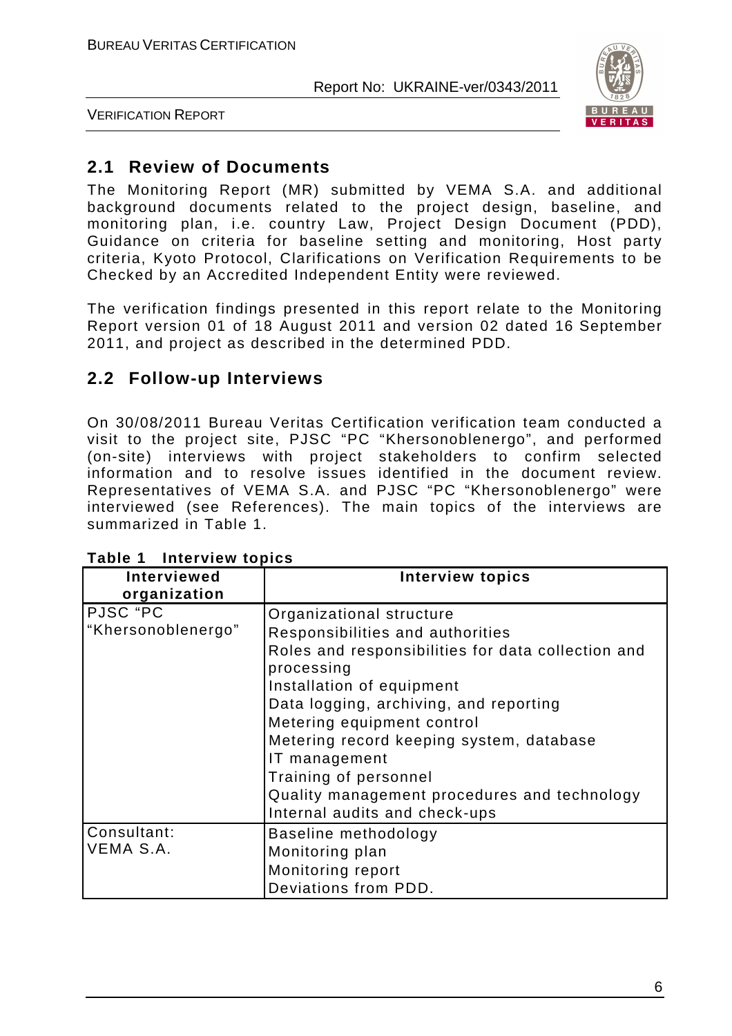## 2.1 Review of Documents

The Monitoring Report (MR) submitted by VEMA S.A. and additional background documents related to the project design, baseline, and monitoring plan, i.e. country Law, Project Design Document (PDD), Guidance on criteria for baseline setting and monitoring, Host party criteria, Kyoto Protocol, Clarifications on Verification Requirements to be Checked by an Accredited Independent Entity were reviewed.

The verification findings presented in this report relate to the Monitoring Report version 01 of 18 August 2011 and version 02 dated 16 September 2011, and project as described in the determined PDD.

## 2.2 Follow-up Interviews

On 30/08/2011 Bureau Veritas Certification verification team conducted a visit to the project site, PJSC "PC "Khersonoblenergo", and performed (on-site) interviews with project stakeholders to confirm selected information and to resolve issues identified in the document review. Representatives of VEMA S.A. and PJSC "PC "Khersonoblenergo" were interviewed (see References). The main topics of the interviews are summarized in Table 1.

**Table 1 Interview topics**

| Interviewed organization | Interview topics |
|---|---|
| PJSC "PC "Khersonoblenergo" | Organizational structure<br>Responsibilities and authorities<br>Roles and responsibilities for data collection and processing<br>Installation of equipment<br>Data logging, archiving, and reporting<br>Metering equipment control<br>Metering record keeping system, database<br>IT management<br>Training of personnel<br>Quality management procedures and technology<br>Internal audits and check-ups |
| Consultant: VEMA S.A. | Baseline methodology<br>Monitoring plan<br>Monitoring report<br>Deviations from PDD. |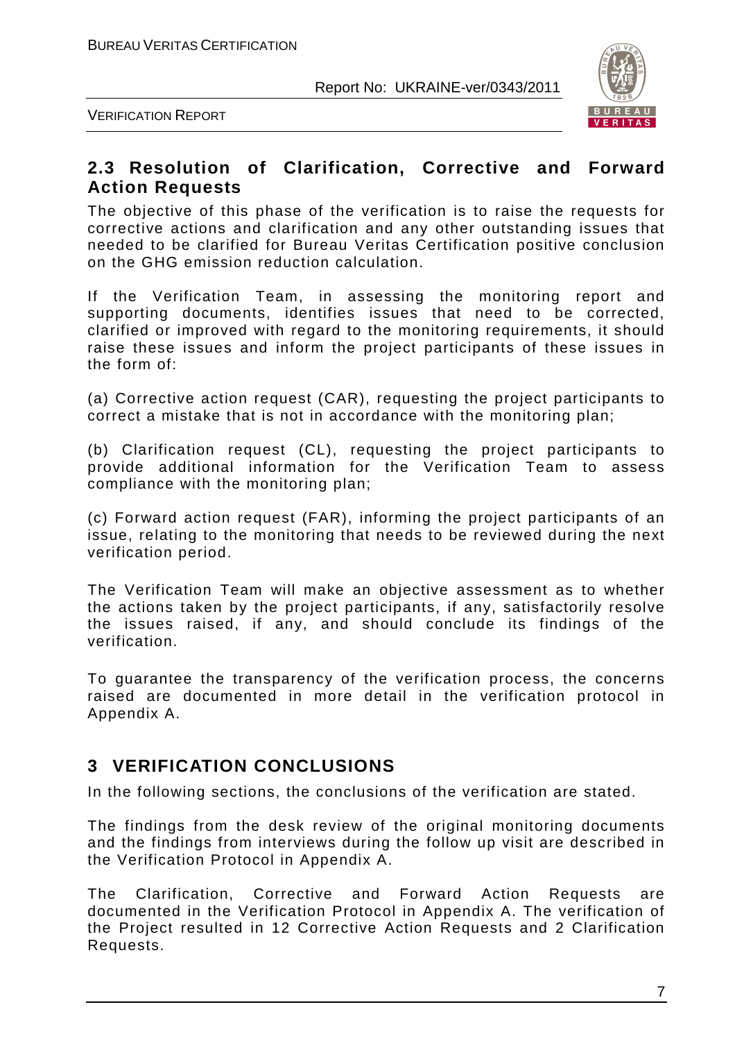## 2.3 Resolution of Clarification, Corrective and Forward Action Requests

The objective of this phase of the verification is to raise the requests for corrective actions and clarification and any other outstanding issues that needed to be clarified for Bureau Veritas Certification positive conclusion on the GHG emission reduction calculation.

If the Verification Team, in assessing the monitoring report and supporting documents, identifies issues that need to be corrected, clarified or improved with regard to the monitoring requirements, it should raise these issues and inform the project participants of these issues in the form of:

(a) Corrective action request (CAR), requesting the project participants to correct a mistake that is not in accordance with the monitoring plan;

(b) Clarification request (CL), requesting the project participants to provide additional information for the Verification Team to assess compliance with the monitoring plan;

(c) Forward action request (FAR), informing the project participants of an issue, relating to the monitoring that needs to be reviewed during the next verification period.

The Verification Team will make an objective assessment as to whether the actions taken by the project participants, if any, satisfactorily resolve the issues raised, if any, and should conclude its findings of the verification.

To guarantee the transparency of the verification process, the concerns raised are documented in more detail in the verification protocol in Appendix A.

# 3 VERIFICATION CONCLUSIONS

In the following sections, the conclusions of the verification are stated.

The findings from the desk review of the original monitoring documents and the findings from interviews during the follow up visit are described in the Verification Protocol in Appendix A.

The Clarification, Corrective and Forward Action Requests are documented in the Verification Protocol in Appendix A. The verification of the Project resulted in 12 Corrective Action Requests and 2 Clarification Requests.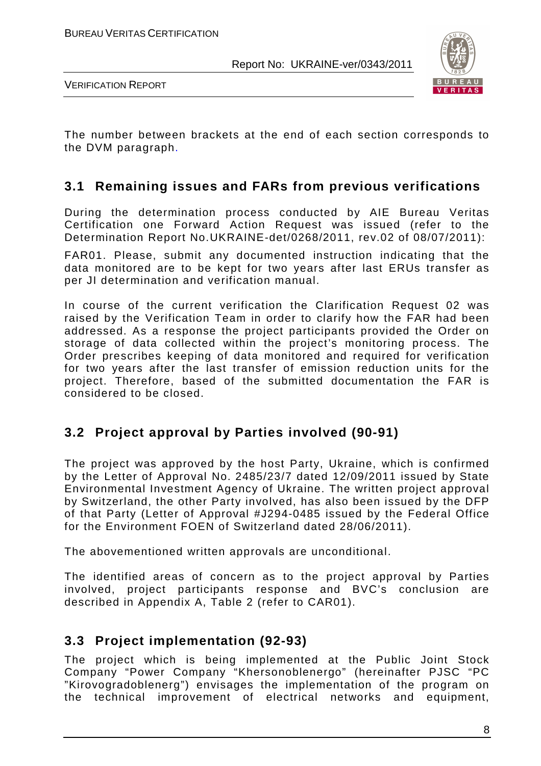The number between brackets at the end of each section corresponds to the DVM paragraph.

## 3.1 Remaining issues and FARs from previous verifications

During the determination process conducted by AIE Bureau Veritas Certification one Forward Action Request was issued (refer to the Determination Report No.UKRAINE-det/0268/2011, rev.02 of 08/07/2011):

FAR01. Please, submit any documented instruction indicating that the data monitored are to be kept for two years after last ERUs transfer as per JI determination and verification manual.

In course of the current verification the Clarification Request 02 was raised by the Verification Team in order to clarify how the FAR had been addressed. As a response the project participants provided the Order on storage of data collected within the project's monitoring process. The Order prescribes keeping of data monitored and required for verification for two years after the last transfer of emission reduction units for the project. Therefore, based of the submitted documentation the FAR is considered to be closed.

## 3.2 Project approval by Parties involved (90-91)

The project was approved by the host Party, Ukraine, which is confirmed by the Letter of Approval No. 2485/23/7 dated 12/09/2011 issued by State Environmental Investment Agency of Ukraine. The written project approval by Switzerland, the other Party involved, has also been issued by the DFP of that Party (Letter of Approval #J294-0485 issued by the Federal Office for the Environment FOEN of Switzerland dated 28/06/2011).

The abovementioned written approvals are unconditional.

The identified areas of concern as to the project approval by Parties involved, project participants response and BVC's conclusion are described in Appendix A, Table 2 (refer to CAR01).

## 3.3 Project implementation (92-93)

The project which is being implemented at the Public Joint Stock Company "Power Company "Khersonoblenergo" (hereinafter PJSC "PC "Kirovogradoblenerg") envisages the implementation of the program on the technical improvement of electrical networks and equipment,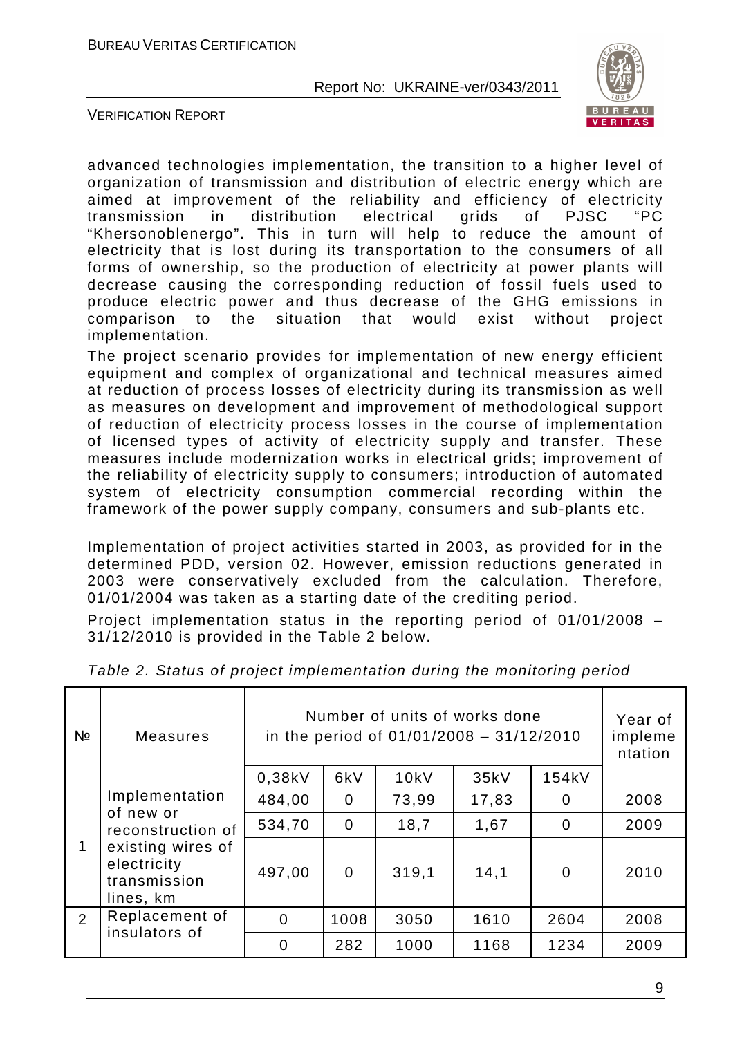advanced technologies implementation, the transition to a higher level of organization of transmission and distribution of electric energy which are aimed at improvement of the reliability and efficiency of electricity transmission in distribution electrical grids of PJSC "PC "Khersonoblenergo". This in turn will help to reduce the amount of electricity that is lost during its transportation to the consumers of all forms of ownership, so the production of electricity at power plants will decrease causing the corresponding reduction of fossil fuels used to produce electric power and thus decrease of the GHG emissions in comparison to the situation that would exist without project implementation.

The project scenario provides for implementation of new energy efficient equipment and complex of organizational and technical measures aimed at reduction of process losses of electricity during its transmission as well as measures on development and improvement of methodological support of reduction of electricity process losses in the course of implementation of licensed types of activity of electricity supply and transfer. These measures include modernization works in electrical grids; improvement of the reliability of electricity supply to consumers; introduction of automated system of electricity consumption commercial recording within the framework of the power supply company, consumers and sub-plants etc.

Implementation of project activities started in 2003, as provided for in the determined PDD, version 02. However, emission reductions generated in 2003 were conservatively excluded from the calculation. Therefore, 01/01/2004 was taken as a starting date of the crediting period.

Project implementation status in the reporting period of 01/01/2008 – 31/12/2010 is provided in the Table 2 below.

*Table 2. Status of project implementation during the monitoring period*

| № | Measures | Number of units of works done in the period of 01/01/2008 – 31/12/2010 | | | | | Year of implementation |
|---|---|---|---|---|---|---|---|
| | | 0,38kV | 6kV | 10kV | 35kV | 154kV | |
| 1 | Implementation of new or reconstruction of existing wires of electricity transmission lines, km | 484,00 | 0 | 73,99 | 17,83 | 0 | 2008 |
| | | 534,70 | 0 | 18,7 | 1,67 | 0 | 2009 |
| | | 497,00 | 0 | 319,1 | 14,1 | 0 | 2010 |
| 2 | Replacement of insulators of | 0 | 1008 | 3050 | 1610 | 2604 | 2008 |
| | | 0 | 282 | 1000 | 1168 | 1234 | 2009 |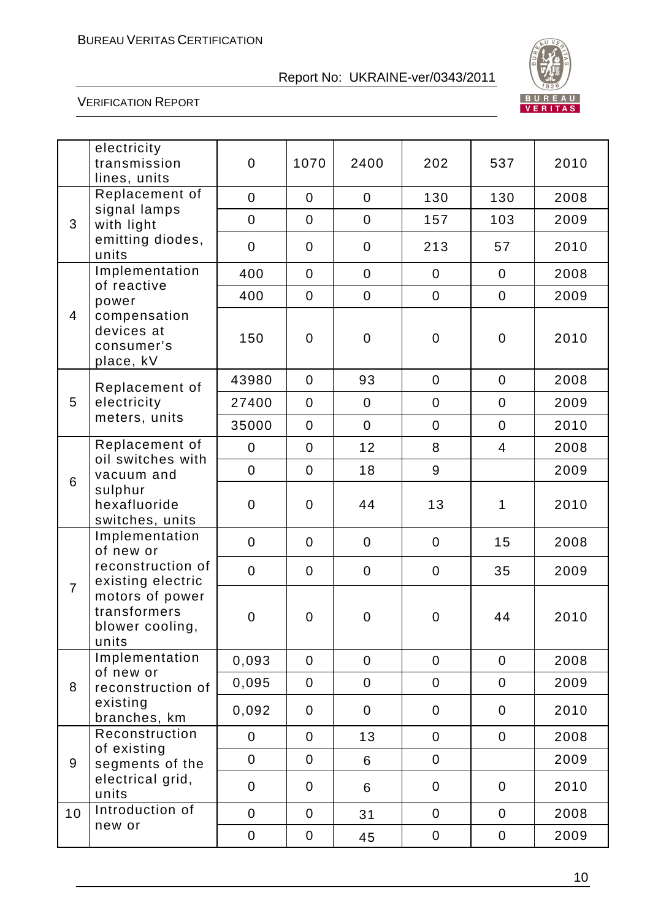| | | | | | | | |
|---|---|---|---|---|---|---|---|
| | electricity transmission lines, units | 0 | 1070 | 2400 | 202 | 537 | 2010 |
| 3 | Replacement of signal lamps with light emitting diodes, units | 0 | 0 | 0 | 130 | 130 | 2008 |
| | | 0 | 0 | 0 | 157 | 103 | 2009 |
| | | 0 | 0 | 0 | 213 | 57 | 2010 |
| 4 | Implementation of reactive power compensation devices at consumer's place, kV | 400 | 0 | 0 | 0 | 0 | 2008 |
| | | 400 | 0 | 0 | 0 | 0 | 2009 |
| | | 150 | 0 | 0 | 0 | 0 | 2010 |
| 5 | Replacement of electricity meters, units | 43980 | 0 | 93 | 0 | 0 | 2008 |
| | | 27400 | 0 | 0 | 0 | 0 | 2009 |
| | | 35000 | 0 | 0 | 0 | 0 | 2010 |
| 6 | Replacement of oil switches with vacuum and sulphur hexafluoride switches, units | 0 | 0 | 12 | 8 | 4 | 2008 |
| | | 0 | 0 | 18 | 9 | | 2009 |
| | | 0 | 0 | 44 | 13 | 1 | 2010 |
| 7 | Implementation of new or reconstruction of existing electric motors of power transformers blower cooling, units | 0 | 0 | 0 | 0 | 15 | 2008 |
| | | 0 | 0 | 0 | 0 | 35 | 2009 |
| | | 0 | 0 | 0 | 0 | 44 | 2010 |
| 8 | Implementation of new or reconstruction of existing branches, km | 0,093 | 0 | 0 | 0 | 0 | 2008 |
| | | 0,095 | 0 | 0 | 0 | 0 | 2009 |
| | | 0,092 | 0 | 0 | 0 | 0 | 2010 |
| 9 | Reconstruction of existing segments of the electrical grid, units | 0 | 0 | 13 | 0 | 0 | 2008 |
| | | 0 | 0 | 6 | 0 | | 2009 |
| | | 0 | 0 | 6 | 0 | 0 | 2010 |
| 10 | Introduction of new or | 0 | 0 | 31 | 0 | 0 | 2008 |
| | | 0 | 0 | 45 | 0 | 0 | 2009 |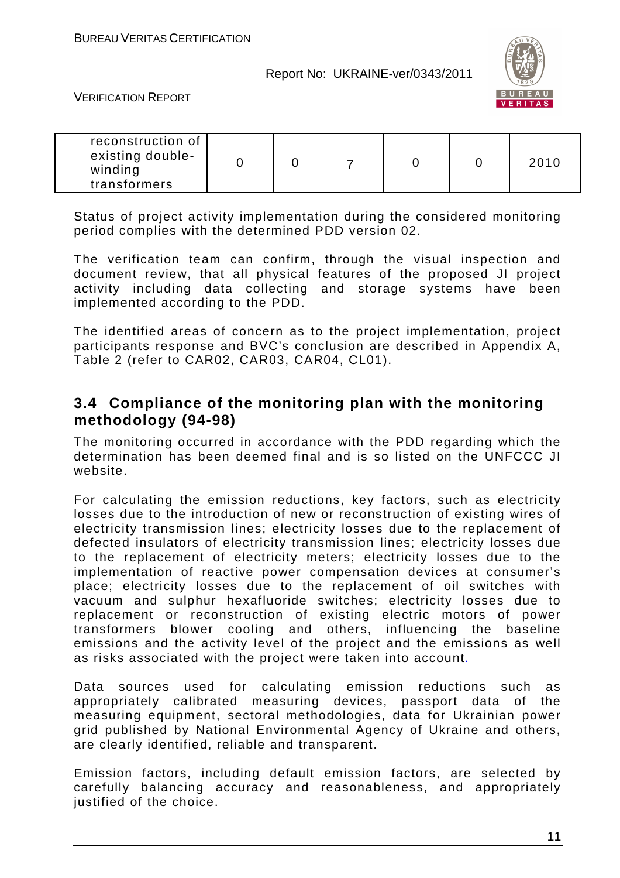| | reconstruction of existing double-winding transformers | 0 | 0 | 7 | 0 | 0 | 2010 |
|---|---|---|---|---|---|---|---|

Status of project activity implementation during the considered monitoring period complies with the determined PDD version 02.

The verification team can confirm, through the visual inspection and document review, that all physical features of the proposed JI project activity including data collecting and storage systems have been implemented according to the PDD.

The identified areas of concern as to the project implementation, project participants response and BVC's conclusion are described in Appendix A, Table 2 (refer to CAR02, CAR03, CAR04, CL01).

## 3.4 Compliance of the monitoring plan with the monitoring methodology (94-98)

The monitoring occurred in accordance with the PDD regarding which the determination has been deemed final and is so listed on the UNFCCC JI website.

For calculating the emission reductions, key factors, such as electricity losses due to the introduction of new or reconstruction of existing wires of electricity transmission lines; electricity losses due to the replacement of defected insulators of electricity transmission lines; electricity losses due to the replacement of electricity meters; electricity losses due to the implementation of reactive power compensation devices at consumer's place; electricity losses due to the replacement of oil switches with vacuum and sulphur hexafluoride switches; electricity losses due to replacement or reconstruction of existing electric motors of power transformers blower cooling and others, influencing the baseline emissions and the activity level of the project and the emissions as well as risks associated with the project were taken into account.

Data sources used for calculating emission reductions such as appropriately calibrated measuring devices, passport data of the measuring equipment, sectoral methodologies, data for Ukrainian power grid published by National Environmental Agency of Ukraine and others, are clearly identified, reliable and transparent.

Emission factors, including default emission factors, are selected by carefully balancing accuracy and reasonableness, and appropriately justified of the choice.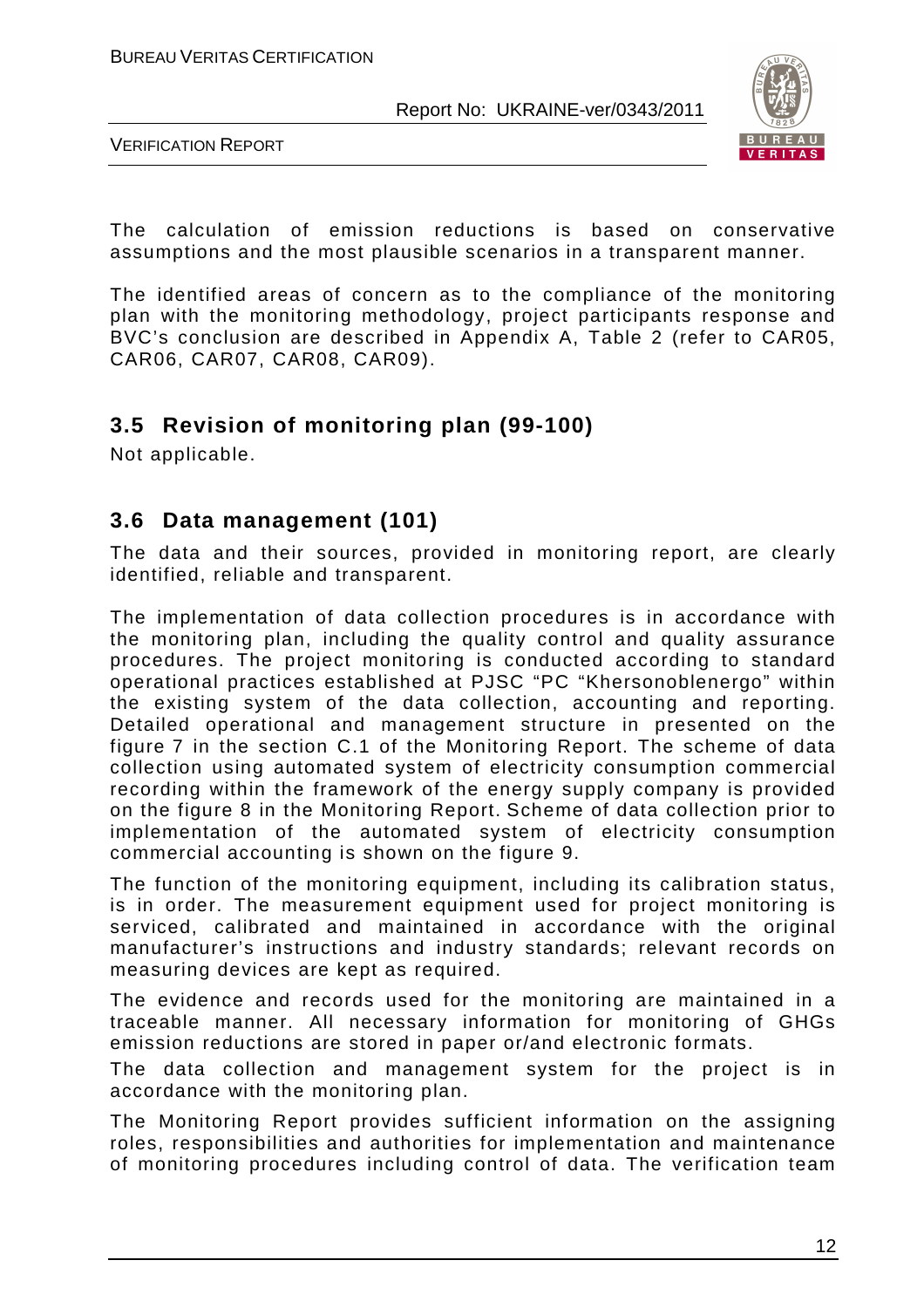The calculation of emission reductions is based on conservative assumptions and the most plausible scenarios in a transparent manner.

The identified areas of concern as to the compliance of the monitoring plan with the monitoring methodology, project participants response and BVC's conclusion are described in Appendix A, Table 2 (refer to CAR05, CAR06, CAR07, CAR08, CAR09).

## 3.5 Revision of monitoring plan (99-100)

Not applicable.

## 3.6 Data management (101)

The data and their sources, provided in monitoring report, are clearly identified, reliable and transparent.

The implementation of data collection procedures is in accordance with the monitoring plan, including the quality control and quality assurance procedures. The project monitoring is conducted according to standard operational practices established at PJSC "PC "Khersonoblenergo" within the existing system of the data collection, accounting and reporting. Detailed operational and management structure in presented on the figure 7 in the section C.1 of the Monitoring Report. The scheme of data collection using automated system of electricity consumption commercial recording within the framework of the energy supply company is provided on the figure 8 in the Monitoring Report. Scheme of data collection prior to implementation of the automated system of electricity consumption commercial accounting is shown on the figure 9.

The function of the monitoring equipment, including its calibration status, is in order. The measurement equipment used for project monitoring is serviced, calibrated and maintained in accordance with the original manufacturer's instructions and industry standards; relevant records on measuring devices are kept as required.

The evidence and records used for the monitoring are maintained in a traceable manner. All necessary information for monitoring of GHGs emission reductions are stored in paper or/and electronic formats.

The data collection and management system for the project is in accordance with the monitoring plan.

The Monitoring Report provides sufficient information on the assigning roles, responsibilities and authorities for implementation and maintenance of monitoring procedures including control of data. The verification team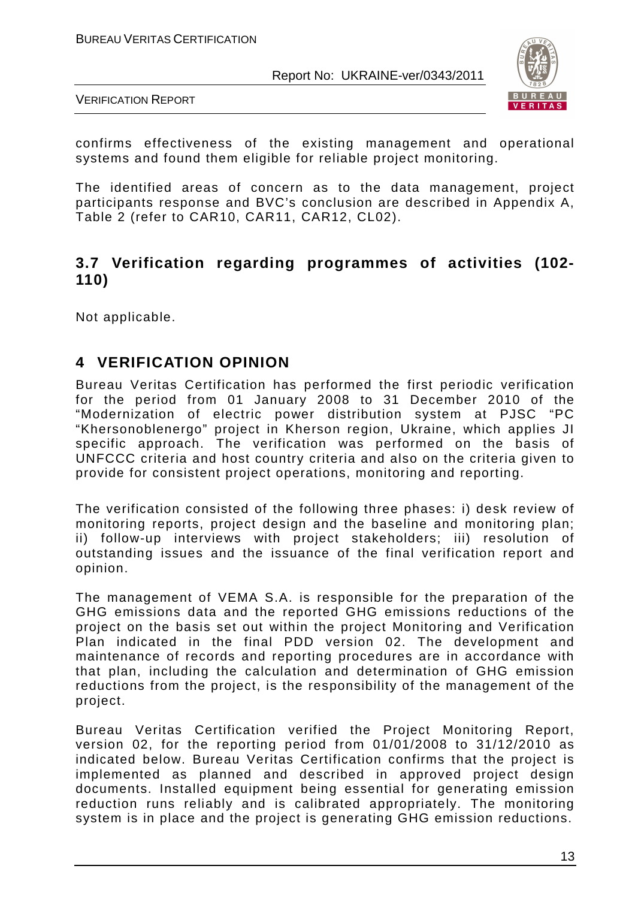confirms effectiveness of the existing management and operational systems and found them eligible for reliable project monitoring.

The identified areas of concern as to the data management, project participants response and BVC's conclusion are described in Appendix A, Table 2 (refer to CAR10, CAR11, CAR12, CL02).

### 3.7 Verification regarding programmes of activities (102-110)

Not applicable.

## 4 VERIFICATION OPINION

Bureau Veritas Certification has performed the first periodic verification for the period from 01 January 2008 to 31 December 2010 of the "Modernization of electric power distribution system at PJSC "PC "Khersonoblenergo" project in Kherson region, Ukraine, which applies JI specific approach. The verification was performed on the basis of UNFCCC criteria and host country criteria and also on the criteria given to provide for consistent project operations, monitoring and reporting.

The verification consisted of the following three phases: i) desk review of monitoring reports, project design and the baseline and monitoring plan; ii) follow-up interviews with project stakeholders; iii) resolution of outstanding issues and the issuance of the final verification report and opinion.

The management of VEMA S.A. is responsible for the preparation of the GHG emissions data and the reported GHG emissions reductions of the project on the basis set out within the project Monitoring and Verification Plan indicated in the final PDD version 02. The development and maintenance of records and reporting procedures are in accordance with that plan, including the calculation and determination of GHG emission reductions from the project, is the responsibility of the management of the project.

Bureau Veritas Certification verified the Project Monitoring Report, version 02, for the reporting period from 01/01/2008 to 31/12/2010 as indicated below. Bureau Veritas Certification confirms that the project is implemented as planned and described in approved project design documents. Installed equipment being essential for generating emission reduction runs reliably and is calibrated appropriately. The monitoring system is in place and the project is generating GHG emission reductions.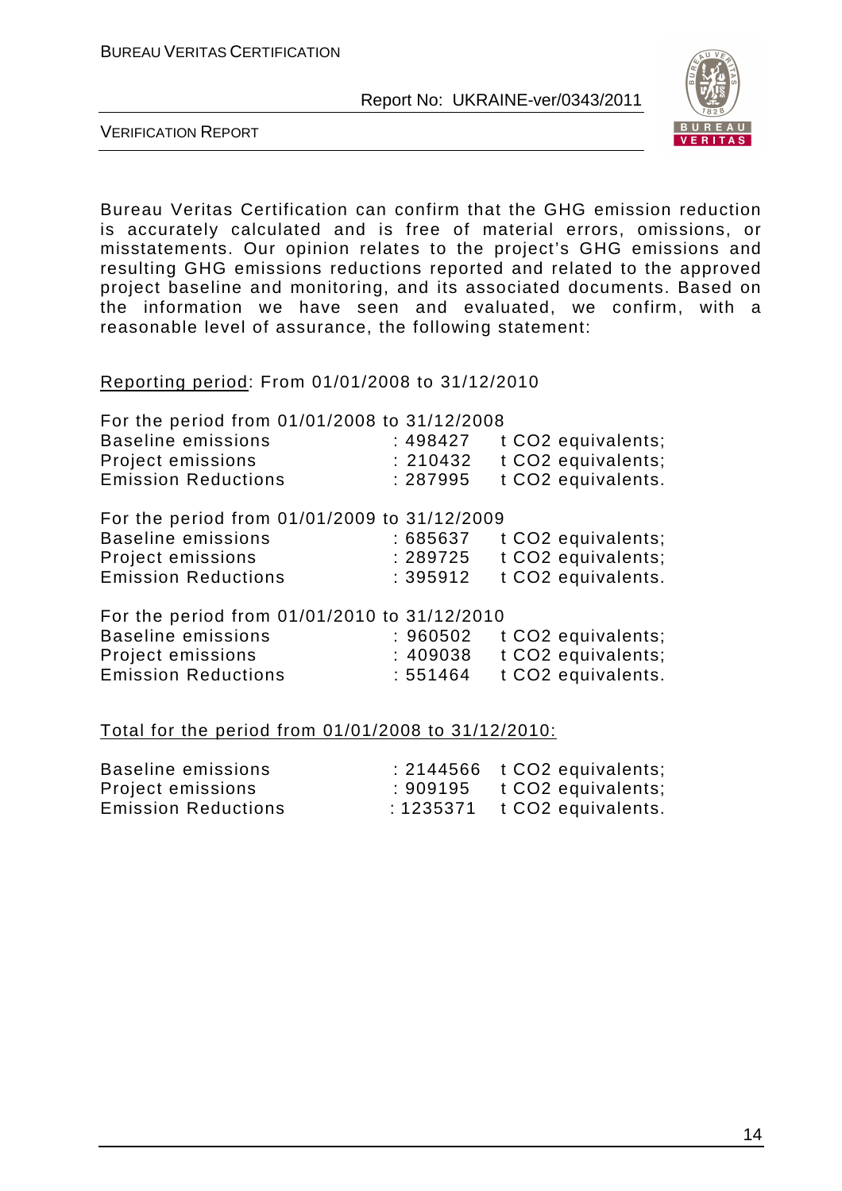Bureau Veritas Certification can confirm that the GHG emission reduction is accurately calculated and is free of material errors, omissions, or misstatements. Our opinion relates to the project's GHG emissions and resulting GHG emissions reductions reported and related to the approved project baseline and monitoring, and its associated documents. Based on the information we have seen and evaluated, we confirm, with a reasonable level of assurance, the following statement:

<u>Reporting period</u>: From 01/01/2008 to 31/12/2010

For the period from 01/01/2008 to 31/12/2008

| | | |
|---|---|---|
| Baseline emissions | : 498427 | t $CO_2$ equivalents; |
| Project emissions | : 210432 | t $CO_2$ equivalents; |
| Emission Reductions | : 287995 | t $CO_2$ equivalents. |

For the period from 01/01/2009 to 31/12/2009

| | | |
|---|---|---|
| Baseline emissions | : 685637 | t $CO_2$ equivalents; |
| Project emissions | : 289725 | t $CO_2$ equivalents; |
| Emission Reductions | : 395912 | t $CO_2$ equivalents. |

For the period from 01/01/2010 to 31/12/2010

| | | |
|---|---|---|
| Baseline emissions | : 960502 | t $CO_2$ equivalents; |
| Project emissions | : 409038 | t $CO_2$ equivalents; |
| Emission Reductions | : 551464 | t $CO_2$ equivalents. |

<u>Total for the period from 01/01/2008 to 31/12/2010:</u>

| | | |
|---|---|---|
| Baseline emissions | : 2144566 | t $CO_2$ equivalents; |
| Project emissions | : 909195 | t $CO_2$ equivalents; |
| Emission Reductions | : 1235371 | t $CO_2$ equivalents. |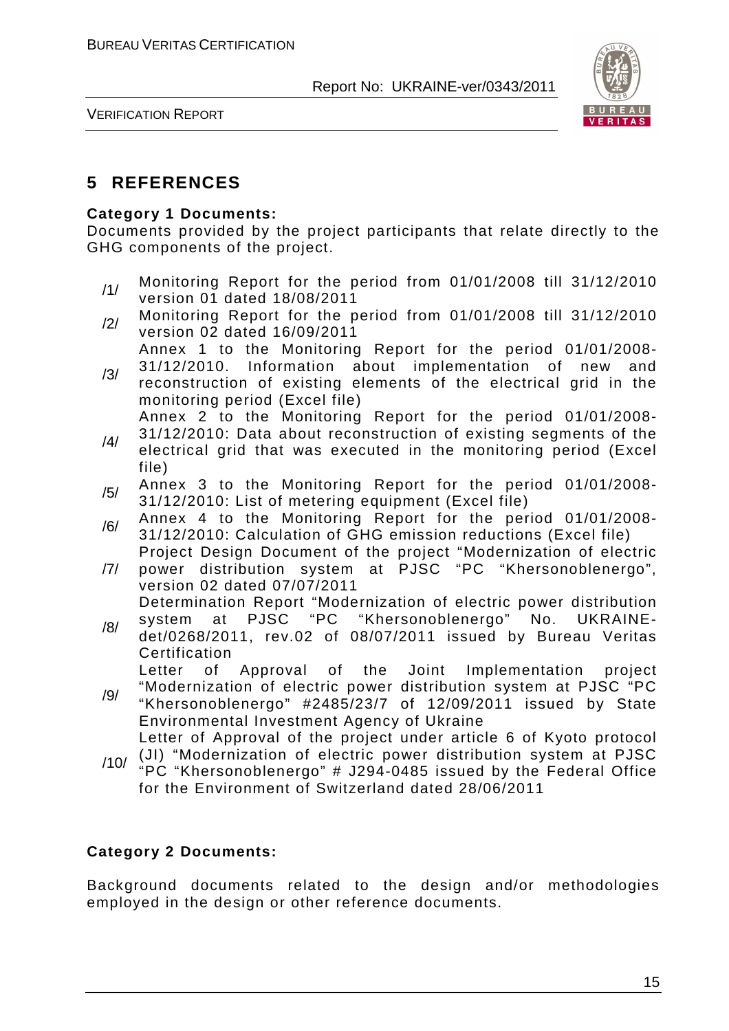## 5 REFERENCES

**Category 1 Documents:**

Documents provided by the project participants that relate directly to the GHG components of the project.

/1/ Monitoring Report for the period from 01/01/2008 till 31/12/2010 version 01 dated 18/08/2011

/2/ Monitoring Report for the period from 01/01/2008 till 31/12/2010 version 02 dated 16/09/2011

/3/ Annex 1 to the Monitoring Report for the period 01/01/2008-31/12/2010. Information about implementation of new and reconstruction of existing elements of the electrical grid in the monitoring period (Excel file)

/4/ Annex 2 to the Monitoring Report for the period 01/01/2008-31/12/2010: Data about reconstruction of existing segments of the electrical grid that was executed in the monitoring period (Excel file)

/5/ Annex 3 to the Monitoring Report for the period 01/01/2008-31/12/2010: List of metering equipment (Excel file)

/6/ Annex 4 to the Monitoring Report for the period 01/01/2008-31/12/2010: Calculation of GHG emission reductions (Excel file)

/7/ Project Design Document of the project "Modernization of electric power distribution system at PJSC "PC "Khersonoblenergo", version 02 dated 07/07/2011

/8/ Determination Report "Modernization of electric power distribution system at PJSC "PC "Khersonoblenergo" No. UKRAINE-det/0268/2011, rev.02 of 08/07/2011 issued by Bureau Veritas Certification

/9/ Letter of Approval of the Joint Implementation project "Modernization of electric power distribution system at PJSC "PC "Khersonoblenergo" #2485/23/7 of 12/09/2011 issued by State Environmental Investment Agency of Ukraine

/10/ Letter of Approval of the project under article 6 of Kyoto protocol (JI) "Modernization of electric power distribution system at PJSC "PC "Khersonoblenergo" # J294-0485 issued by the Federal Office for the Environment of Switzerland dated 28/06/2011

**Category 2 Documents:**

Background documents related to the design and/or methodologies employed in the design or other reference documents.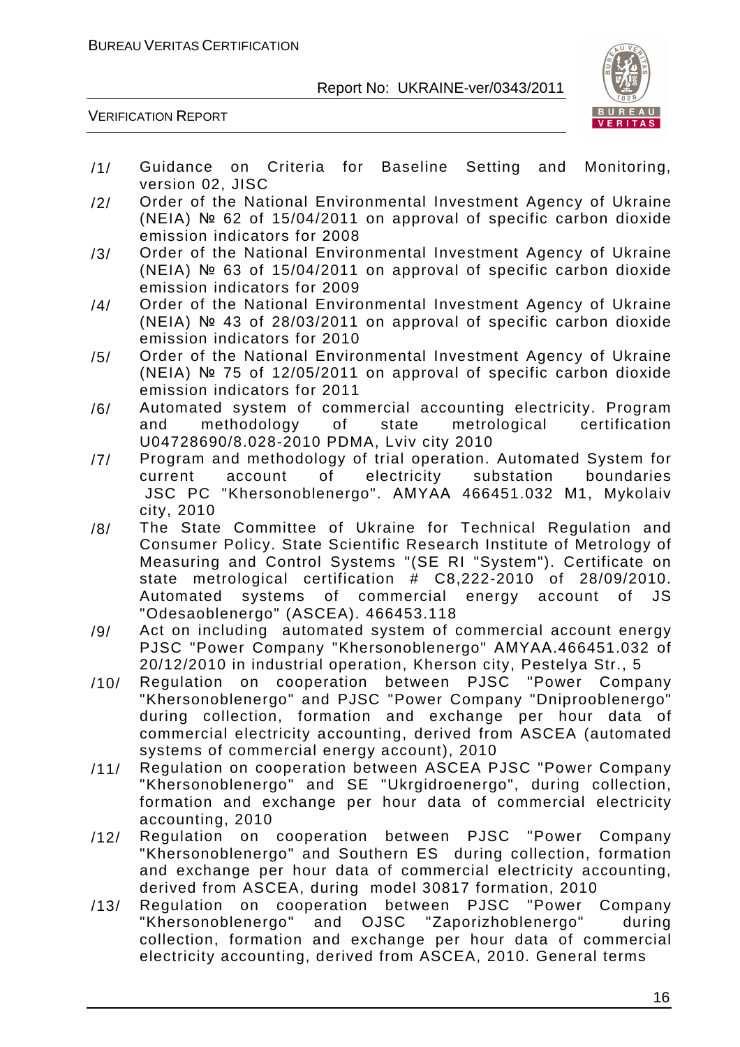/1/ Guidance on Criteria for Baseline Setting and Monitoring, version 02, JISC

/2/ Order of the National Environmental Investment Agency of Ukraine (NEIA) № 62 of 15/04/2011 on approval of specific carbon dioxide emission indicators for 2008

/3/ Order of the National Environmental Investment Agency of Ukraine (NEIA) № 63 of 15/04/2011 on approval of specific carbon dioxide emission indicators for 2009

/4/ Order of the National Environmental Investment Agency of Ukraine (NEIA) № 43 of 28/03/2011 on approval of specific carbon dioxide emission indicators for 2010

/5/ Order of the National Environmental Investment Agency of Ukraine (NEIA) № 75 of 12/05/2011 on approval of specific carbon dioxide emission indicators for 2011

/6/ Automated system of commercial accounting electricity. Program and methodology of state metrological certification U04728690/8.028-2010 PDMA, Lviv city 2010

/7/ Program and methodology of trial operation. Automated System for current account of electricity substation boundaries JSC PC "Khersonoblenergo". AMYAA 466451.032 M1, Mykolaiv city, 2010

/8/ The State Committee of Ukraine for Technical Regulation and Consumer Policy. State Scientific Research Institute of Metrology of Measuring and Control Systems "(SE RI "System"). Certificate on state metrological certification # C8,222-2010 of 28/09/2010. Automated systems of commercial energy account of JS "Odesaoblenergo" (ASCEA). 466453.118

/9/ Act on including automated system of commercial account energy PJSC "Power Company "Khersonoblenergo" AMYAA.466451.032 of 20/12/2010 in industrial operation, Kherson city, Pestelya Str., 5

/10/ Regulation on cooperation between PJSC "Power Company "Khersonoblenergo" and PJSC "Power Company "Dniprooblenergo" during collection, formation and exchange per hour data of commercial electricity accounting, derived from ASCEA (automated systems of commercial energy account), 2010

/11/ Regulation on cooperation between ASCEA PJSC "Power Company "Khersonoblenergo" and SE "Ukrgidroenergo", during collection, formation and exchange per hour data of commercial electricity accounting, 2010

/12/ Regulation on cooperation between PJSC "Power Company "Khersonoblenergo" and Southern ES during collection, formation and exchange per hour data of commercial electricity accounting, derived from ASCEA, during model 30817 formation, 2010

/13/ Regulation on cooperation between PJSC "Power Company "Khersonoblenergo" and OJSC "Zaporizhoblenergo" during collection, formation and exchange per hour data of commercial electricity accounting, derived from ASCEA, 2010. General terms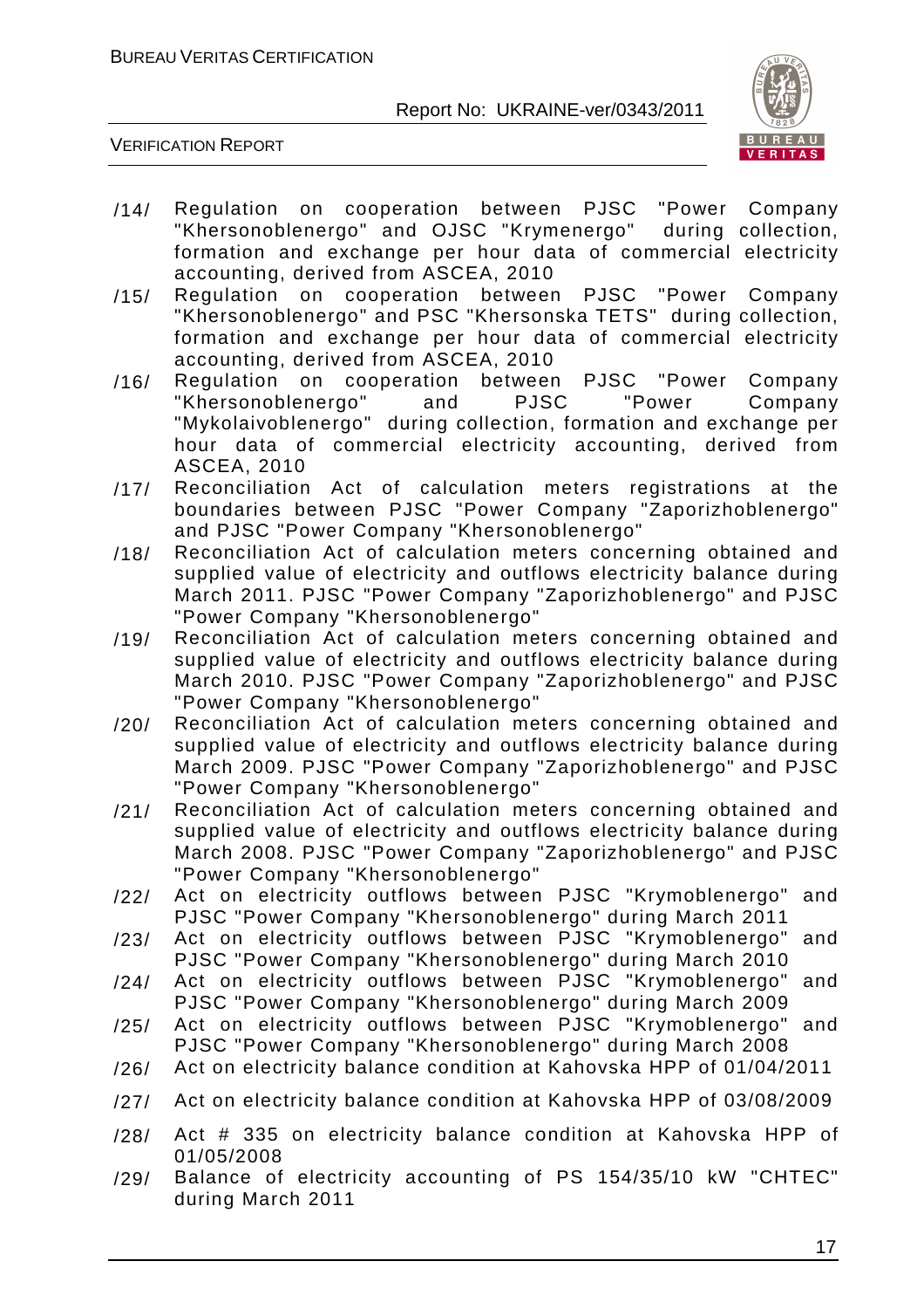/14/ Regulation on cooperation between PJSC "Power Company "Khersonoblenergo" and OJSC "Krymenergo" during collection, formation and exchange per hour data of commercial electricity accounting, derived from ASCEA, 2010

/15/ Regulation on cooperation between PJSC "Power Company "Khersonoblenergo" and PSC "Khersonska TETS" during collection, formation and exchange per hour data of commercial electricity accounting, derived from ASCEA, 2010

/16/ Regulation on cooperation between PJSC "Power Company "Khersonoblenergo" and PJSC "Power Company "Mykolaivoblenergo" during collection, formation and exchange per hour data of commercial electricity accounting, derived from ASCEA, 2010

/17/ Reconciliation Act of calculation meters registrations at the boundaries between PJSC "Power Company "Zaporizhoblenergo" and PJSC "Power Company "Khersonoblenergo"

/18/ Reconciliation Act of calculation meters concerning obtained and supplied value of electricity and outflows electricity balance during March 2011. PJSC "Power Company "Zaporizhoblenergo" and PJSC "Power Company "Khersonoblenergo"

/19/ Reconciliation Act of calculation meters concerning obtained and supplied value of electricity and outflows electricity balance during March 2010. PJSC "Power Company "Zaporizhoblenergo" and PJSC "Power Company "Khersonoblenergo"

/20/ Reconciliation Act of calculation meters concerning obtained and supplied value of electricity and outflows electricity balance during March 2009. PJSC "Power Company "Zaporizhoblenergo" and PJSC "Power Company "Khersonoblenergo"

/21/ Reconciliation Act of calculation meters concerning obtained and supplied value of electricity and outflows electricity balance during March 2008. PJSC "Power Company "Zaporizhoblenergo" and PJSC "Power Company "Khersonoblenergo"

/22/ Act on electricity outflows between PJSC "Krymoblenergo" and PJSC "Power Company "Khersonoblenergo" during March 2011

/23/ Act on electricity outflows between PJSC "Krymoblenergo" and PJSC "Power Company "Khersonoblenergo" during March 2010

/24/ Act on electricity outflows between PJSC "Krymoblenergo" and PJSC "Power Company "Khersonoblenergo" during March 2009

/25/ Act on electricity outflows between PJSC "Krymoblenergo" and PJSC "Power Company "Khersonoblenergo" during March 2008

/26/ Act on electricity balance condition at Kahovska HPP of 01/04/2011

/27/ Act on electricity balance condition at Kahovska HPP of 03/08/2009

/28/ Act # 335 on electricity balance condition at Kahovska HPP of 01/05/2008

/29/ Balance of electricity accounting of PS 154/35/10 kW "CHTEC" during March 2011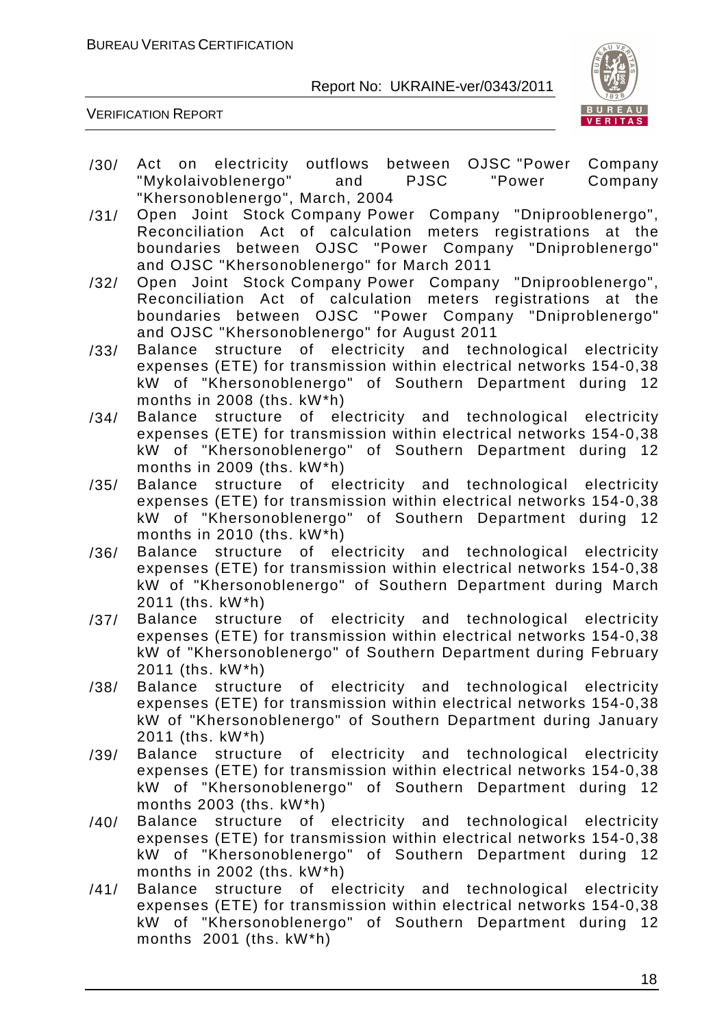/30/ Act on electricity outflows between OJSC "Power Company "Mykolaivoblenergo" and PJSC "Power Company "Khersonoblenergo", March, 2004

/31/ Open Joint Stock Company Power Company "Dniprooblenergo", Reconciliation Act of calculation meters registrations at the boundaries between OJSC "Power Company "Dniproblenergo" and OJSC "Khersonoblenergo" for March 2011

/32/ Open Joint Stock Company Power Company "Dniprooblenergo", Reconciliation Act of calculation meters registrations at the boundaries between OJSC "Power Company "Dniproblenergo" and OJSC "Khersonoblenergo" for August 2011

/33/ Balance structure of electricity and technological electricity expenses (ETE) for transmission within electrical networks 154-0,38 kW of "Khersonoblenergo" of Southern Department during 12 months in 2008 (ths. kW*h)

/34/ Balance structure of electricity and technological electricity expenses (ETE) for transmission within electrical networks 154-0,38 kW of "Khersonoblenergo" of Southern Department during 12 months in 2009 (ths. kW*h)

/35/ Balance structure of electricity and technological electricity expenses (ETE) for transmission within electrical networks 154-0,38 kW of "Khersonoblenergo" of Southern Department during 12 months in 2010 (ths. kW*h)

/36/ Balance structure of electricity and technological electricity expenses (ETE) for transmission within electrical networks 154-0,38 kW of "Khersonoblenergo" of Southern Department during March 2011 (ths. kW*h)

/37/ Balance structure of electricity and technological electricity expenses (ETE) for transmission within electrical networks 154-0,38 kW of "Khersonoblenergo" of Southern Department during February 2011 (ths. kW*h)

/38/ Balance structure of electricity and technological electricity expenses (ETE) for transmission within electrical networks 154-0,38 kW of "Khersonoblenergo" of Southern Department during January 2011 (ths. kW*h)

/39/ Balance structure of electricity and technological electricity expenses (ETE) for transmission within electrical networks 154-0,38 kW of "Khersonoblenergo" of Southern Department during 12 months 2003 (ths. kW*h)

/40/ Balance structure of electricity and technological electricity expenses (ETE) for transmission within electrical networks 154-0,38 kW of "Khersonoblenergo" of Southern Department during 12 months in 2002 (ths. kW*h)

/41/ Balance structure of electricity and technological electricity expenses (ETE) for transmission within electrical networks 154-0,38 kW of "Khersonoblenergo" of Southern Department during 12 months 2001 (ths. kW*h)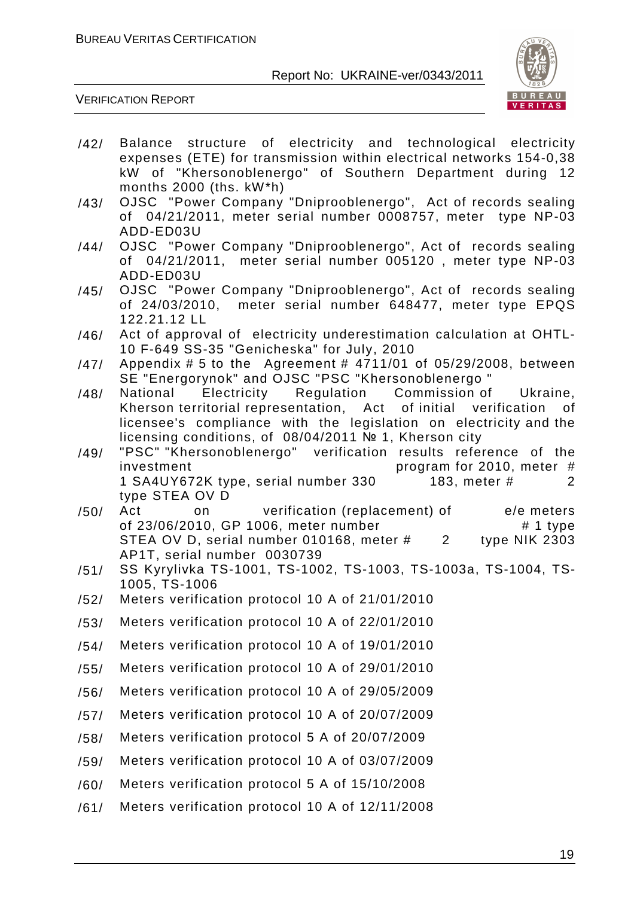/42/ Balance structure of electricity and technological electricity expenses (ETE) for transmission within electrical networks 154-0,38 kW of "Khersonoblenergo" of Southern Department during 12 months 2000 (ths. kW*h)

/43/ OJSC "Power Company "Dniprooblenergo", Act of records sealing of 04/21/2011, meter serial number 0008757, meter type NP-03 ADD-ED03U

/44/ OJSC "Power Company "Dniprooblenergo", Act of records sealing of 04/21/2011, meter serial number 005120 , meter type NP-03 ADD-ED03U

/45/ OJSC "Power Company "Dniprooblenergo", Act of records sealing of 24/03/2010, meter serial number 648477, meter type EPQS 122.21.12 LL

/46/ Act of approval of electricity underestimation calculation at OHTL-10 F-649 SS-35 "Genicheska" for July, 2010

/47/ Appendix # 5 to the Agreement # 4711/01 of 05/29/2008, between SE "Energorynok" and OJSC "PSC "Khersonoblenergo "

/48/ National Electricity Regulation Commission of Ukraine, Kherson territorial representation, Act of initial verification of licensee's compliance with the legislation on electricity and the licensing conditions, of 08/04/2011 № 1, Kherson city

/49/ "PSC" "Khersonoblenergo" verification results reference of the investment program for 2010, meter # 1 SA4UY672K type, serial number 330 183, meter # 2 type STEA OV D

/50/ Act on verification (replacement) of e/e meters of 23/06/2010, GP 1006, meter number # 1 type STEA OV D, serial number 010168, meter # 2 type NIK 2303 AP1T, serial number 0030739

/51/ SS Kyrylivka TS-1001, TS-1002, TS-1003, TS-1003a, TS-1004, TS-1005, TS-1006

/52/ Meters verification protocol 10 A of 21/01/2010

/53/ Meters verification protocol 10 A of 22/01/2010

/54/ Meters verification protocol 10 A of 19/01/2010

/55/ Meters verification protocol 10 A of 29/01/2010

/56/ Meters verification protocol 10 A of 29/05/2009

/57/ Meters verification protocol 10 A of 20/07/2009

/58/ Meters verification protocol 5 A of 20/07/2009

/59/ Meters verification protocol 10 A of 03/07/2009

/60/ Meters verification protocol 5 A of 15/10/2008

/61/ Meters verification protocol 10 A of 12/11/2008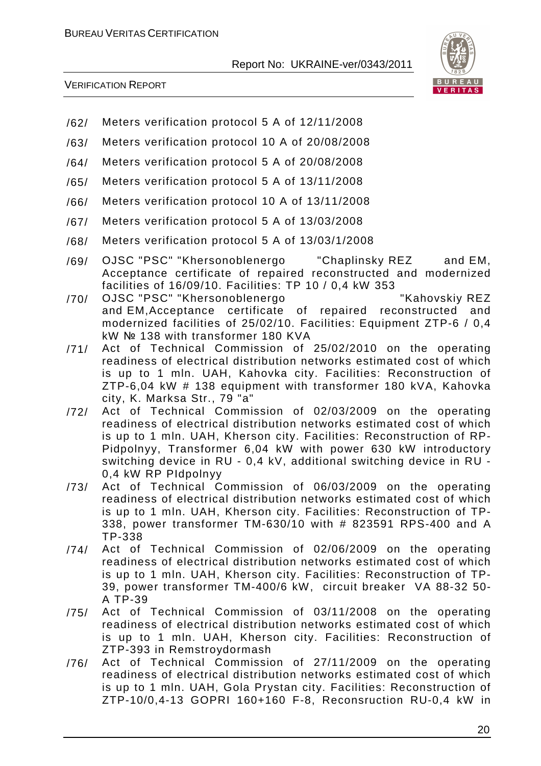/62/ Meters verification protocol 5 A of 12/11/2008

/63/ Meters verification protocol 10 A of 20/08/2008

/64/ Meters verification protocol 5 A of 20/08/2008

/65/ Meters verification protocol 5 A of 13/11/2008

/66/ Meters verification protocol 10 A of 13/11/2008

/67/ Meters verification protocol 5 A of 13/03/2008

/68/ Meters verification protocol 5 A of 13/03/1/2008

/69/ OJSC "PSC" "Khersonoblenergo "Chaplinsky REZ and EM, Acceptance certificate of repaired reconstructed and modernized facilities of 16/09/10. Facilities: TP 10 / 0,4 kW 353

/70/ OJSC "PSC" "Khersonoblenergo "Kahovskiy REZ and EM,Acceptance certificate of repaired reconstructed and modernized facilities of 25/02/10. Facilities: Equipment ZTP-6 / 0,4 kW № 138 with transformer 180 KVA

/71/ Act of Technical Commission of 25/02/2010 on the operating readiness of electrical distribution networks estimated cost of which is up to 1 mln. UAH, Kahovka city. Facilities: Reconstruction of ZTP-6,04 kW # 138 equipment with transformer 180 kVA, Kahovka city, K. Marksa Str., 79 "a"

/72/ Act of Technical Commission of 02/03/2009 on the operating readiness of electrical distribution networks estimated cost of which is up to 1 mln. UAH, Kherson city. Facilities: Reconstruction of RP-Pidpolnyy, Transformer 6,04 kW with power 630 kW introductory switching device in RU - 0,4 kV, additional switching device in RU - 0,4 kW RP PIdpolnyy

/73/ Act of Technical Commission of 06/03/2009 on the operating readiness of electrical distribution networks estimated cost of which is up to 1 mln. UAH, Kherson city. Facilities: Reconstruction of TP-338, power transformer TM-630/10 with # 823591 RPS-400 and A TP-338

/74/ Act of Technical Commission of 02/06/2009 on the operating readiness of electrical distribution networks estimated cost of which is up to 1 mln. UAH, Kherson city. Facilities: Reconstruction of TP-39, power transformer TM-400/6 kW, circuit breaker VA 88-32 50-A TP-39

/75/ Act of Technical Commission of 03/11/2008 on the operating readiness of electrical distribution networks estimated cost of which is up to 1 mln. UAH, Kherson city. Facilities: Reconstruction of ZTP-393 in Remstroydormash

/76/ Act of Technical Commission of 27/11/2009 on the operating readiness of electrical distribution networks estimated cost of which is up to 1 mln. UAH, Gola Prystan city. Facilities: Reconstruction of ZTP-10/0,4-13 GOPRI 160+160 F-8, Reconsruction RU-0,4 kW in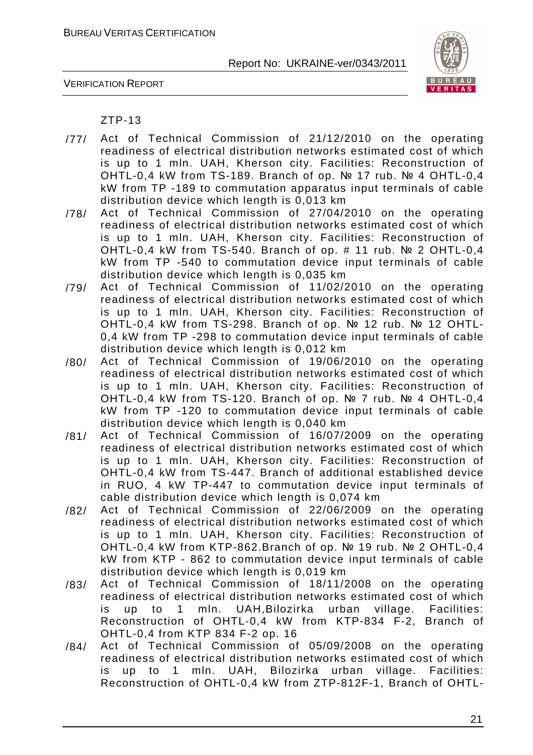ZTP-13

/77/ Act of Technical Commission of 21/12/2010 on the operating readiness of electrical distribution networks estimated cost of which is up to 1 mln. UAH, Kherson city. Facilities: Reconstruction of OHTL-0,4 kW from TS-189. Branch of op. № 17 rub. № 4 OHTL-0,4 kW from TP -189 to commutation apparatus input terminals of cable distribution device which length is 0,013 km

/78/ Act of Technical Commission of 27/04/2010 on the operating readiness of electrical distribution networks estimated cost of which is up to 1 mln. UAH, Kherson city. Facilities: Reconstruction of OHTL-0,4 kW from TS-540. Branch of op. # 11 rub. № 2 OHTL-0,4 kW from TP -540 to commutation device input terminals of cable distribution device which length is 0,035 km

/79/ Act of Technical Commission of 11/02/2010 on the operating readiness of electrical distribution networks estimated cost of which is up to 1 mln. UAH, Kherson city. Facilities: Reconstruction of OHTL-0,4 kW from TS-298. Branch of op. № 12 rub. № 12 OHTL-0,4 kW from TP -298 to commutation device input terminals of cable distribution device which length is 0,012 km

/80/ Act of Technical Commission of 19/06/2010 on the operating readiness of electrical distribution networks estimated cost of which is up to 1 mln. UAH, Kherson city. Facilities: Reconstruction of OHTL-0,4 kW from TS-120. Branch of op. № 7 rub. № 4 OHTL-0,4 kW from TP -120 to commutation device input terminals of cable distribution device which length is 0,040 km

/81/ Act of Technical Commission of 16/07/2009 on the operating readiness of electrical distribution networks estimated cost of which is up to 1 mln. UAH, Kherson city. Facilities: Reconstruction of OHTL-0,4 kW from TS-447. Branch of additional established device in RUO, 4 kW TP-447 to commutation device input terminals of cable distribution device which length is 0,074 km

/82/ Act of Technical Commission of 22/06/2009 on the operating readiness of electrical distribution networks estimated cost of which is up to 1 mln. UAH, Kherson city. Facilities: Reconstruction of OHTL-0,4 kW from KTP-862.Branch of op. № 19 rub. № 2 OHTL-0,4 kW from KTP - 862 to commutation device input terminals of cable distribution device which length is 0,019 km

/83/ Act of Technical Commission of 18/11/2008 on the operating readiness of electrical distribution networks estimated cost of which is up to 1 mln. UAH,Bilozirka urban village. Facilities: Reconstruction of OHTL-0,4 kW from KTP-834 F-2, Branch of OHTL-0,4 from KTP 834 F-2 op. 16

/84/ Act of Technical Commission of 05/09/2008 on the operating readiness of electrical distribution networks estimated cost of which is up to 1 mln. UAH, Bilozirka urban village. Facilities: Reconstruction of OHTL-0,4 kW from ZTP-812F-1, Branch of OHTL-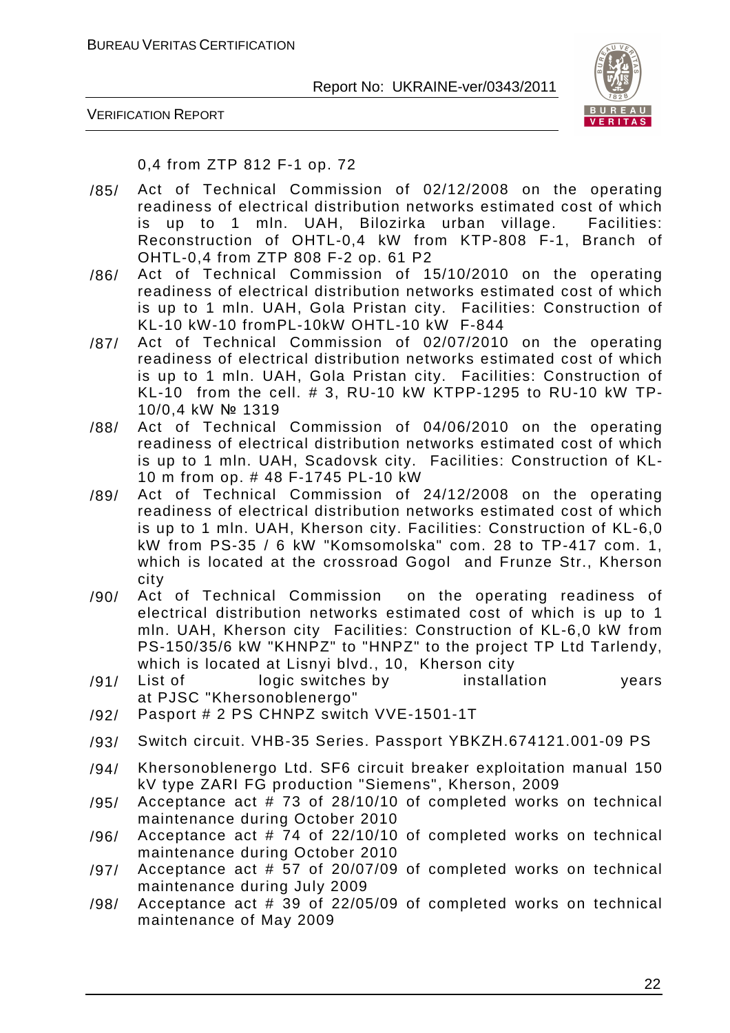0,4 from ZTP 812 F-1 op. 72

/85/ Act of Technical Commission of 02/12/2008 on the operating readiness of electrical distribution networks estimated cost of which is up to 1 mln. UAH, Bilozirka urban village. Facilities: Reconstruction of OHTL-0,4 kW from KTP-808 F-1, Branch of OHTL-0,4 from ZTP 808 F-2 op. 61 P2

/86/ Act of Technical Commission of 15/10/2010 on the operating readiness of electrical distribution networks estimated cost of which is up to 1 mln. UAH, Gola Pristan city. Facilities: Construction of KL-10 kW-10 fromPL-10kW OHTL-10 kW F-844

/87/ Act of Technical Commission of 02/07/2010 on the operating readiness of electrical distribution networks estimated cost of which is up to 1 mln. UAH, Gola Pristan city. Facilities: Construction of KL-10 from the cell. # 3, RU-10 kW KTPP-1295 to RU-10 kW TP-10/0,4 kW № 1319

/88/ Act of Technical Commission of 04/06/2010 on the operating readiness of electrical distribution networks estimated cost of which is up to 1 mln. UAH, Scadovsk city. Facilities: Construction of KL-10 m from op. # 48 F-1745 PL-10 kW

/89/ Act of Technical Commission of 24/12/2008 on the operating readiness of electrical distribution networks estimated cost of which is up to 1 mln. UAH, Kherson city. Facilities: Construction of KL-6,0 kW from PS-35 / 6 kW "Komsomolska" com. 28 to TP-417 com. 1, which is located at the crossroad Gogol and Frunze Str., Kherson city

/90/ Act of Technical Commission on the operating readiness of electrical distribution networks estimated cost of which is up to 1 mln. UAH, Kherson city Facilities: Construction of KL-6,0 kW from PS-150/35/6 kW "KHNPZ" to "HNPZ" to the project TP Ltd Tarlendy, which is located at Lisnyi blvd., 10, Kherson city

/91/ List of logic switches by installation years at PJSC "Khersonoblenergo"

/92/ Pasport # 2 PS CHNPZ switch VVE-1501-1T

/93/ Switch circuit. VHB-35 Series. Passport YBKZH.674121.001-09 PS

/94/ Khersonoblenergo Ltd. SF6 circuit breaker exploitation manual 150 kV type ZARI FG production "Siemens", Kherson, 2009

/95/ Acceptance act # 73 of 28/10/10 of completed works on technical maintenance during October 2010

/96/ Acceptance act # 74 of 22/10/10 of completed works on technical maintenance during October 2010

/97/ Acceptance act # 57 of 20/07/09 of completed works on technical maintenance during July 2009

/98/ Acceptance act # 39 of 22/05/09 of completed works on technical maintenance of May 2009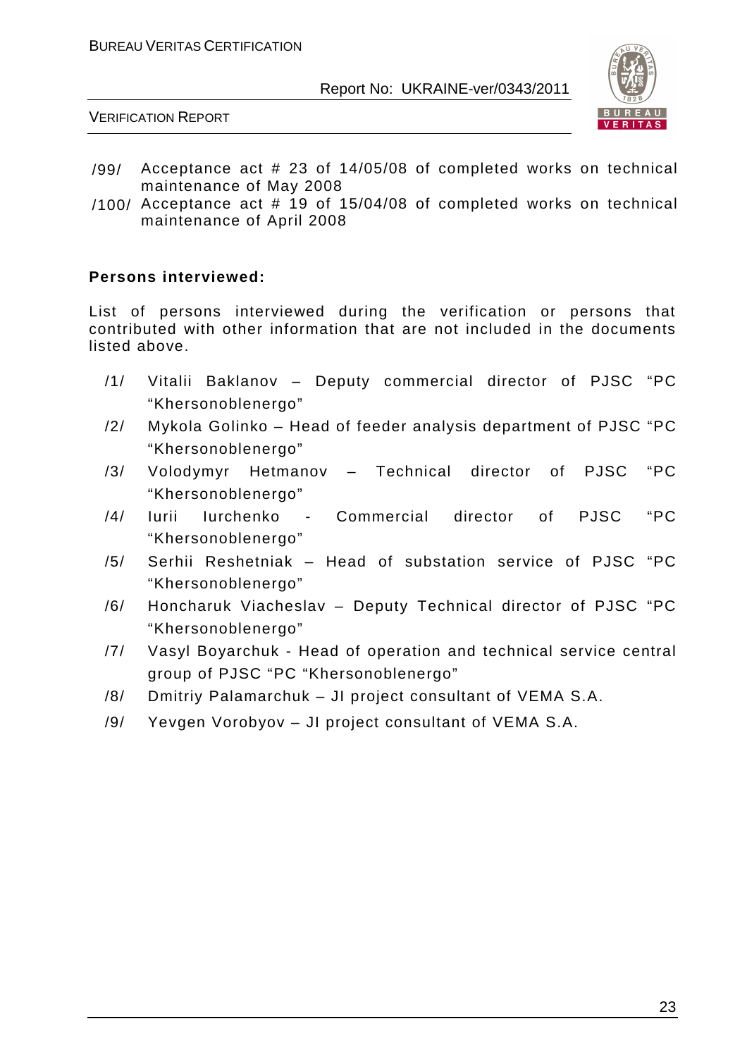/99/ Acceptance act # 23 of 14/05/08 of completed works on technical maintenance of May 2008

/100/ Acceptance act # 19 of 15/04/08 of completed works on technical maintenance of April 2008

**Persons interviewed:**

List of persons interviewed during the verification or persons that contributed with other information that are not included in the documents listed above.

/1/ Vitalii Baklanov – Deputy commercial director of PJSC "PC "Khersonoblenergo"

/2/ Mykola Golinko – Head of feeder analysis department of PJSC "PC "Khersonoblenergo"

/3/ Volodymyr Hetmanov – Technical director of PJSC "PC "Khersonoblenergo"

/4/ Iurii Iurchenko - Commercial director of PJSC "PC "Khersonoblenergo"

/5/ Serhii Reshetniak – Head of substation service of PJSC "PC "Khersonoblenergo"

/6/ Honcharuk Viacheslav – Deputy Technical director of PJSC "PC "Khersonoblenergo"

/7/ Vasyl Boyarchuk - Head of operation and technical service central group of PJSC "PC "Khersonoblenergo"

/8/ Dmitriy Palamarchuk – JI project consultant of VEMA S.A.

/9/ Yevgen Vorobyov – JI project consultant of VEMA S.A.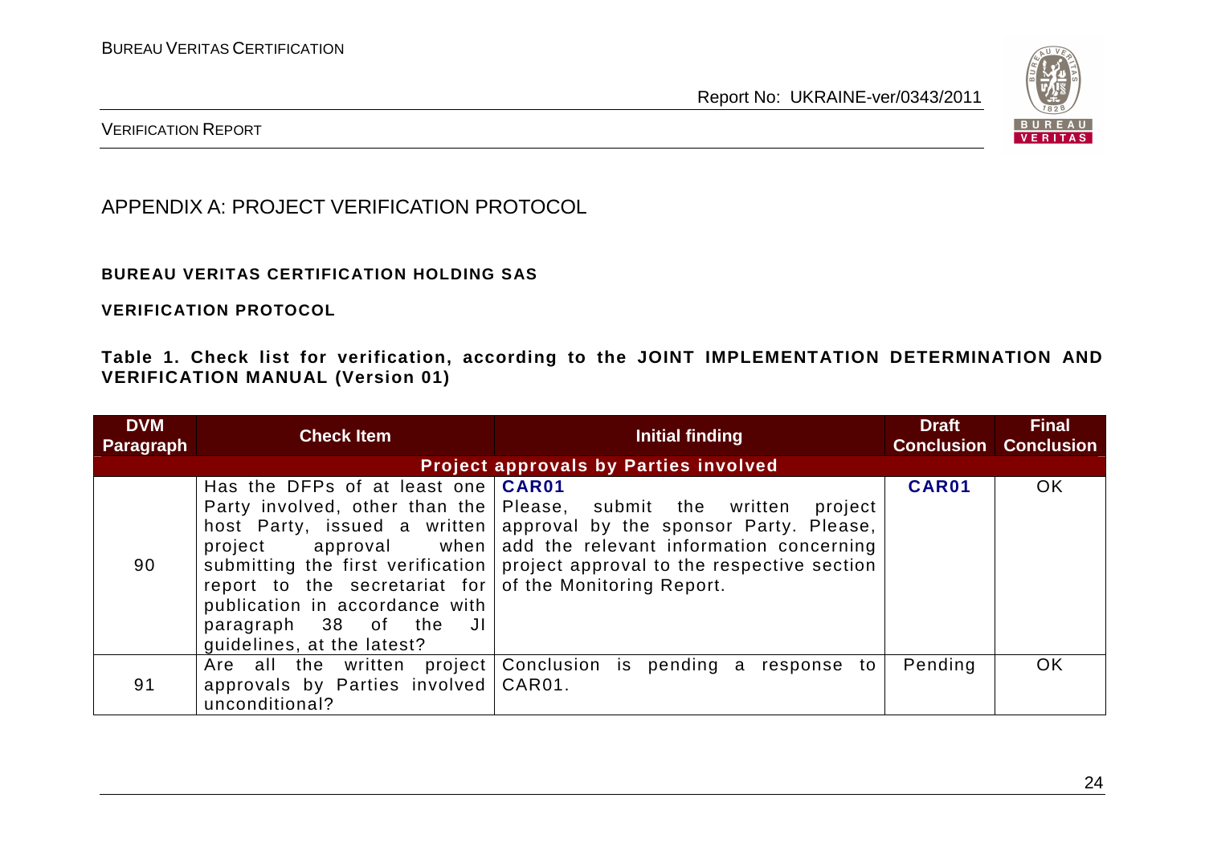## APPENDIX A: PROJECT VERIFICATION PROTOCOL

**BUREAU VERITAS CERTIFICATION HOLDING SAS**

**VERIFICATION PROTOCOL**

**Table 1. Check list for verification, according to the JOINT IMPLEMENTATION DETERMINATION AND VERIFICATION MANUAL (Version 01)**

| DVM Paragraph | Check Item | Initial finding | Draft Conclusion | Final Conclusion |
|---|---|---|---|---|
| **Project approvals by Parties involved** | | | | |
| 90 | Has the DFPs of at least one Party involved, other than the host Party, issued a written project approval when submitting the first verification report to the secretariat for publication in accordance with paragraph 38 of the JI guidelines, at the latest? | **CAR01**<br>Please, submit the written project approval by the sponsor Party. Please, add the relevant information concerning project approval to the respective section of the Monitoring Report. | **CAR01** | OK |
| 91 | Are all the written project approvals by Parties involved unconditional? | Conclusion is pending a response to CAR01. | Pending | OK |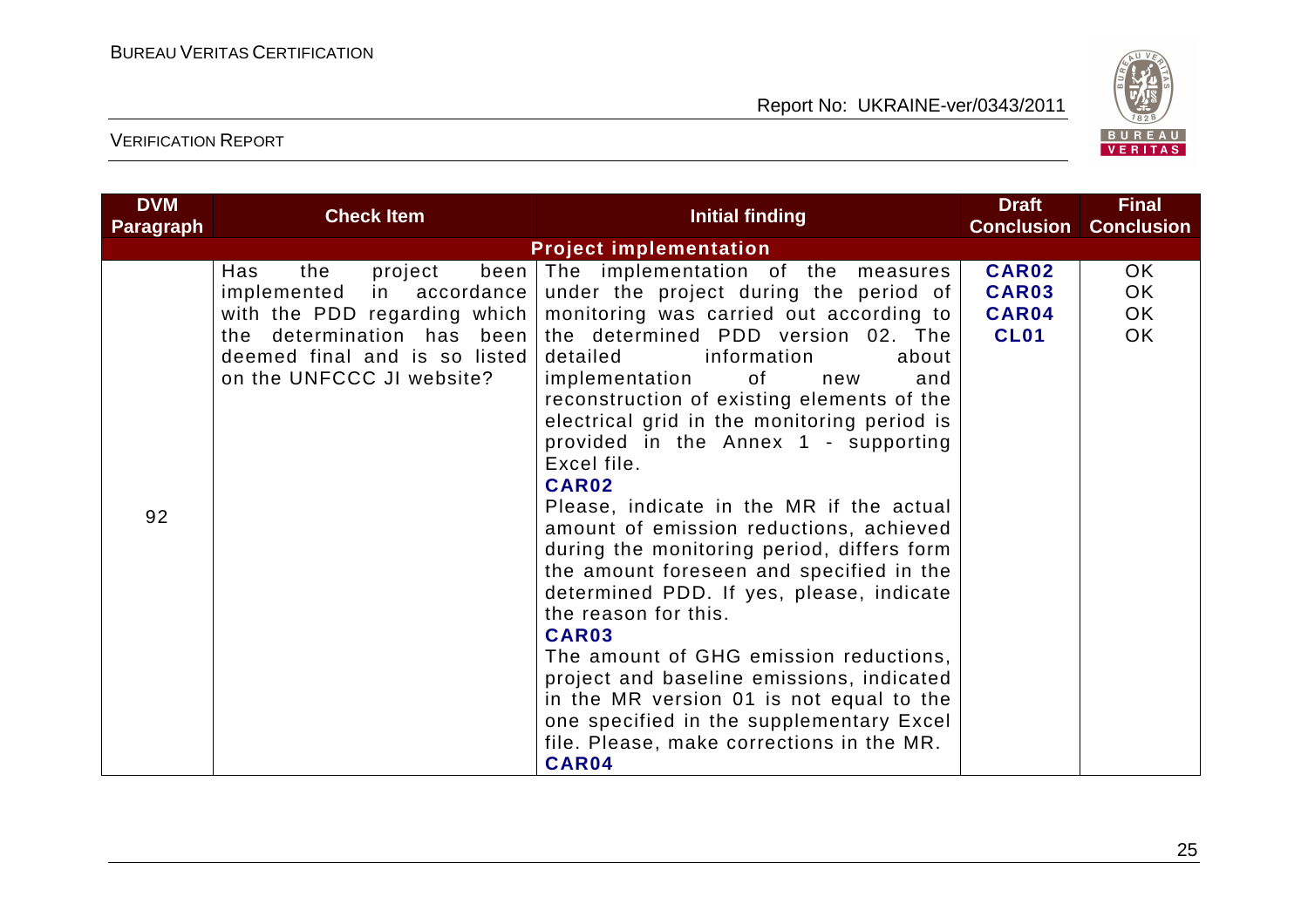| DVM Paragraph | Check Item | Initial finding | Draft Conclusion | Final Conclusion |
|---|---|---|---|---|
| **Project implementation** | | | | |
| 92 | Has the project been implemented in accordance with the PDD regarding which the determination has been deemed final and is so listed on the UNFCCC JI website? | The implementation of the measures under the project during the period of monitoring was carried out according to the determined PDD version 02. The detailed information about implementation of new and reconstruction of existing elements of the electrical grid in the monitoring period is provided in the Annex 1 - supporting Excel file.<br>**CAR02**<br>Please, indicate in the MR if the actual amount of emission reductions, achieved during the monitoring period, differs form the amount foreseen and specified in the determined PDD. If yes, please, indicate the reason for this.<br>**CAR03**<br>The amount of GHG emission reductions, project and baseline emissions, indicated in the MR version 01 is not equal to the one specified in the supplementary Excel file. Please, make corrections in the MR.<br>**CAR04** | **CAR02**<br>**CAR03**<br>**CAR04**<br>**CL01** | OK<br>OK<br>OK<br>OK |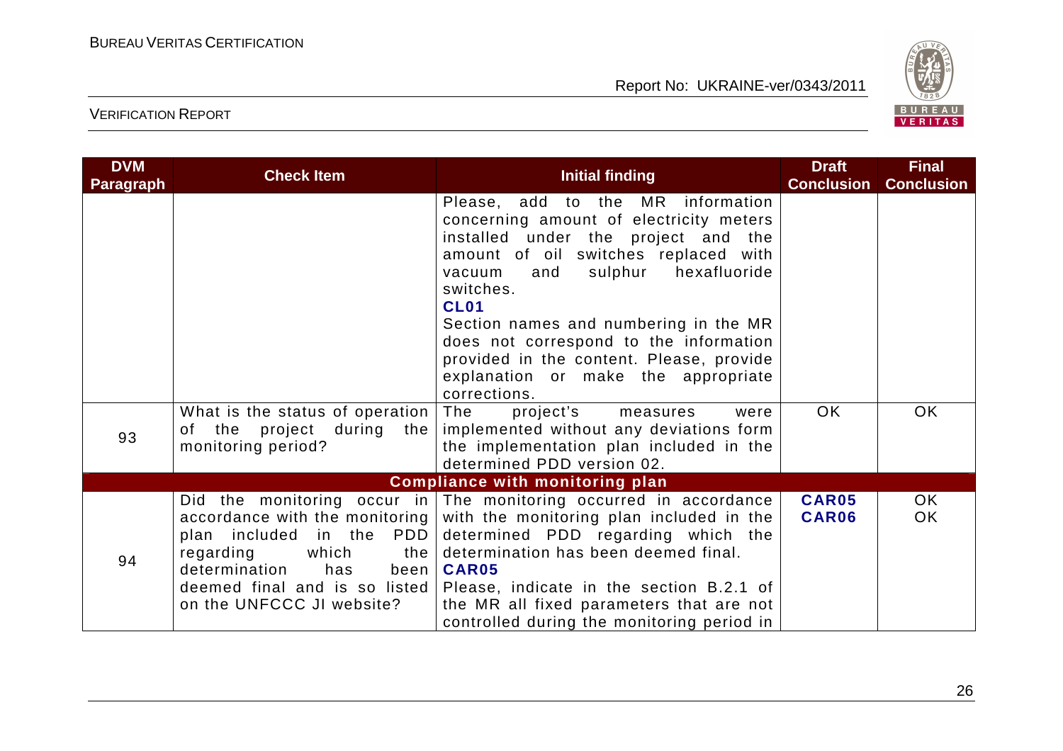| DVM Paragraph | Check Item | Initial finding | Draft Conclusion | Final Conclusion |
|---|---|---|---|---|
| | | Please, add to the MR information concerning amount of electricity meters installed under the project and the amount of oil switches replaced with vacuum and sulphur hexafluoride switches.<br>**CL01**<br>Section names and numbering in the MR does not correspond to the information provided in the content. Please, provide explanation or make the appropriate corrections. | | |
| 93 | What is the status of operation of the project during the monitoring period? | The project's measures were implemented without any deviations form the implementation plan included in the determined PDD version 02. | OK | OK |
| **Compliance with monitoring plan** | | | | |
| 94 | Did the monitoring occur in accordance with the monitoring plan included in the PDD regarding which the determination has been deemed final and is so listed on the UNFCCC JI website? | The monitoring occurred in accordance with the monitoring plan included in the determined PDD regarding which the determination has been deemed final.<br>**CAR05**<br>Please, indicate in the section B.2.1 of the MR all fixed parameters that are not controlled during the monitoring period in | **CAR05**<br>**CAR06** | OK<br>OK |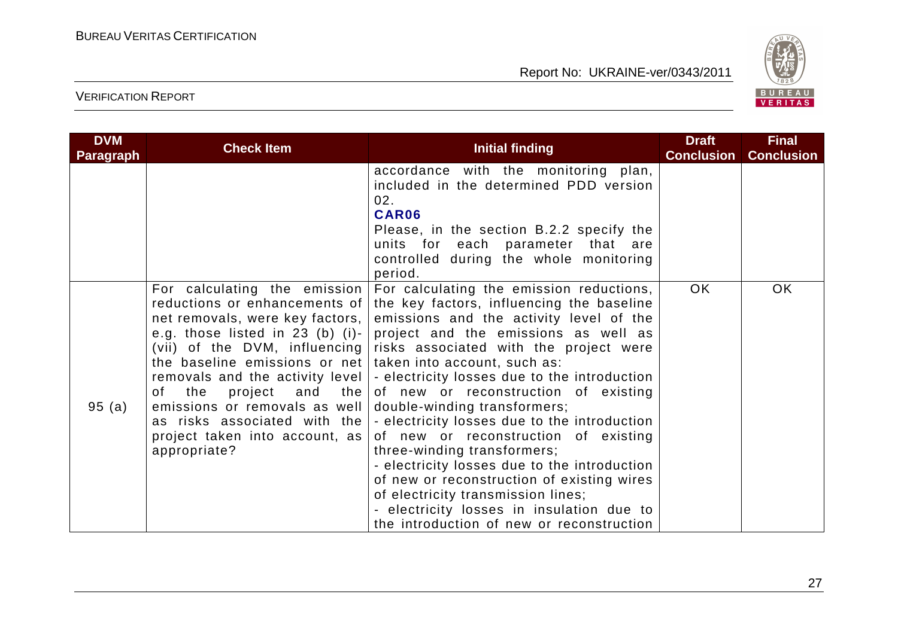| DVM Paragraph | Check Item | Initial finding | Draft Conclusion | Final Conclusion |
|---|---|---|---|---|
| | | accordance with the monitoring plan, included in the determined PDD version 02.<br>**CAR06**<br>Please, in the section B.2.2 specify the units for each parameter that are controlled during the whole monitoring period. | | |
| 95 (a) | For calculating the emission reductions or enhancements of net removals, were key factors, e.g. those listed in 23 (b) (i)-(vii) of the DVM, influencing the baseline emissions or net removals and the activity level of the project and the emissions or removals as well as risks associated with the project taken into account, as appropriate? | For calculating the emission reductions, the key factors, influencing the baseline emissions and the activity level of the project and the emissions as well as risks associated with the project were taken into account, such as:<br>- electricity losses due to the introduction of new or reconstruction of existing double-winding transformers;<br>- electricity losses due to the introduction of new or reconstruction of existing three-winding transformers;<br>- electricity losses due to the introduction of new or reconstruction of existing wires of electricity transmission lines;<br>- electricity losses in insulation due to the introduction of new or reconstruction | OK | OK |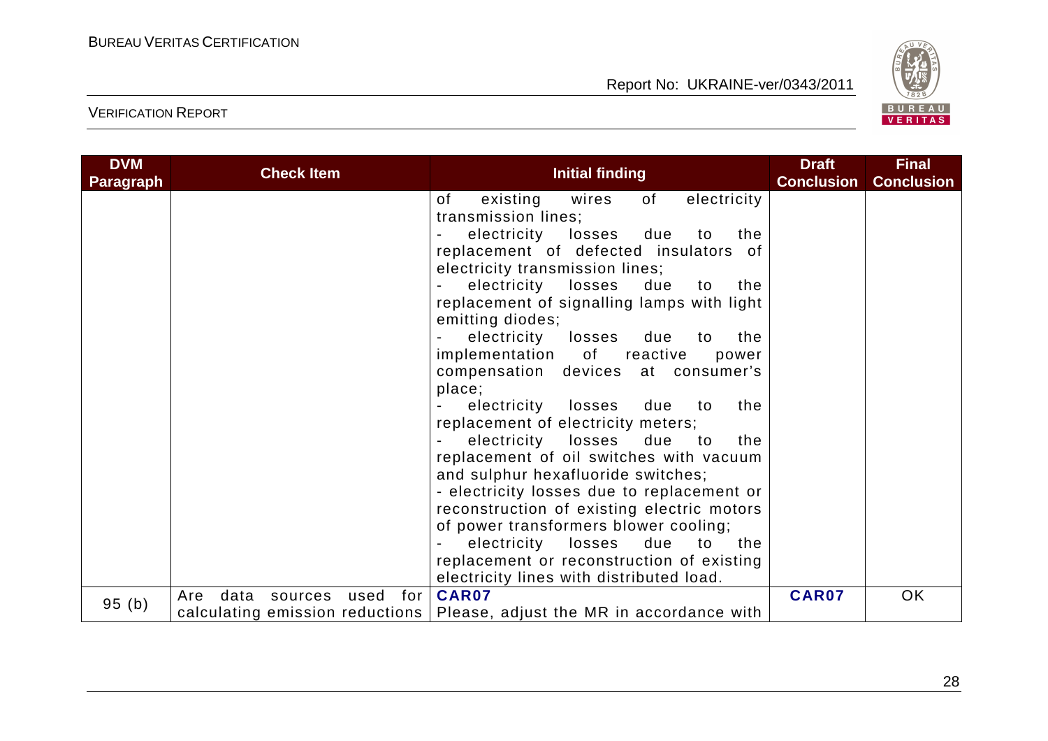| DVM Paragraph | Check Item | Initial finding | Draft Conclusion | Final Conclusion |
|---|---|---|---|---|
| | | of existing wires of electricity transmission lines;<br>- electricity losses due to the replacement of defected insulators of electricity transmission lines;<br>- electricity losses due to the replacement of signalling lamps with light emitting diodes;<br>- electricity losses due to the implementation of reactive power compensation devices at consumer's place;<br>- electricity losses due to the replacement of electricity meters;<br>- electricity losses due to the replacement of oil switches with vacuum and sulphur hexafluoride switches;<br>- electricity losses due to replacement or reconstruction of existing electric motors of power transformers blower cooling;<br>- electricity losses due to the replacement or reconstruction of existing electricity lines with distributed load. | | |
| 95 (b) | Are data sources used for calculating emission reductions | **CAR07**<br>Please, adjust the MR in accordance with | **CAR07** | OK |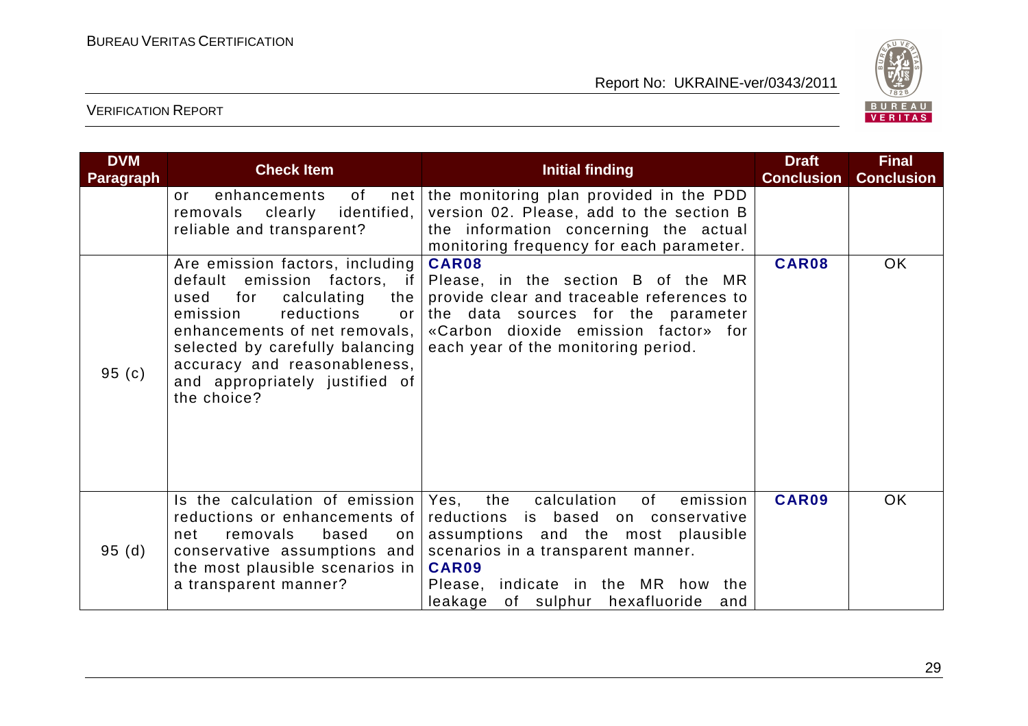| DVM Paragraph | Check Item | Initial finding | Draft Conclusion | Final Conclusion |
|---|---|---|---|---|
| | or enhancements of net removals clearly identified, reliable and transparent? | the monitoring plan provided in the PDD version 02. Please, add to the section B the information concerning the actual monitoring frequency for each parameter. | | |
| 95 (c) | Are emission factors, including default emission factors, if used for calculating the emission reductions or enhancements of net removals, selected by carefully balancing accuracy and reasonableness, and appropriately justified of the choice? | **CAR08**<br>Please, in the section B of the MR provide clear and traceable references to the data sources for the parameter «Carbon dioxide emission factor» for each year of the monitoring period. | **CAR08** | OK |
| 95 (d) | Is the calculation of emission reductions or enhancements of net removals based on conservative assumptions and the most plausible scenarios in a transparent manner? | Yes, the calculation of emission reductions is based on conservative assumptions and the most plausible scenarios in a transparent manner.<br>**CAR09**<br>Please, indicate in the MR how the leakage of sulphur hexafluoride and | **CAR09** | OK |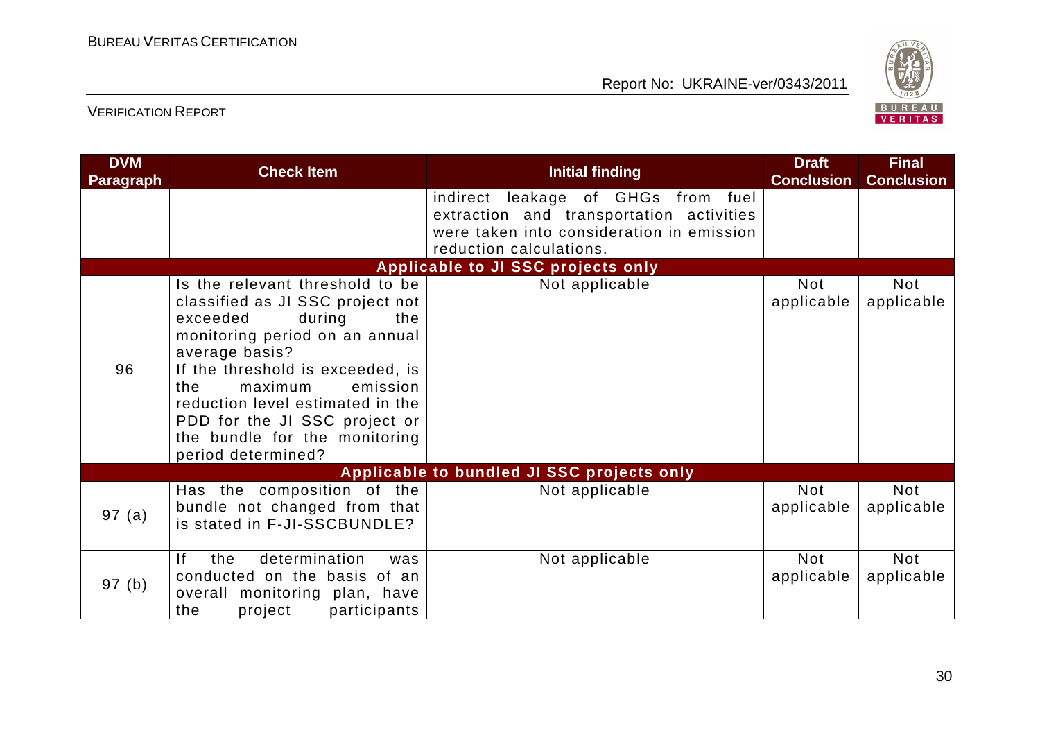| DVM Paragraph | Check Item | Initial finding | Draft Conclusion | Final Conclusion |
|---|---|---|---|---|
| | | indirect leakage of GHGs from fuel extraction and transportation activities were taken into consideration in emission reduction calculations. | | |
| **Applicable to JI SSC projects only** | | | | |
| 96 | Is the relevant threshold to be classified as JI SSC project not exceeded during the monitoring period on an annual average basis? If the threshold is exceeded, is the maximum emission reduction level estimated in the PDD for the JI SSC project or the bundle for the monitoring period determined? | Not applicable | Not applicable | Not applicable |
| **Applicable to bundled JI SSC projects only** | | | | |
| 97 (a) | Has the composition of the bundle not changed from that is stated in F-JI-SSCBUNDLE? | Not applicable | Not applicable | Not applicable |
| 97 (b) | If the determination was conducted on the basis of an overall monitoring plan, have the project participants | Not applicable | Not applicable | Not applicable |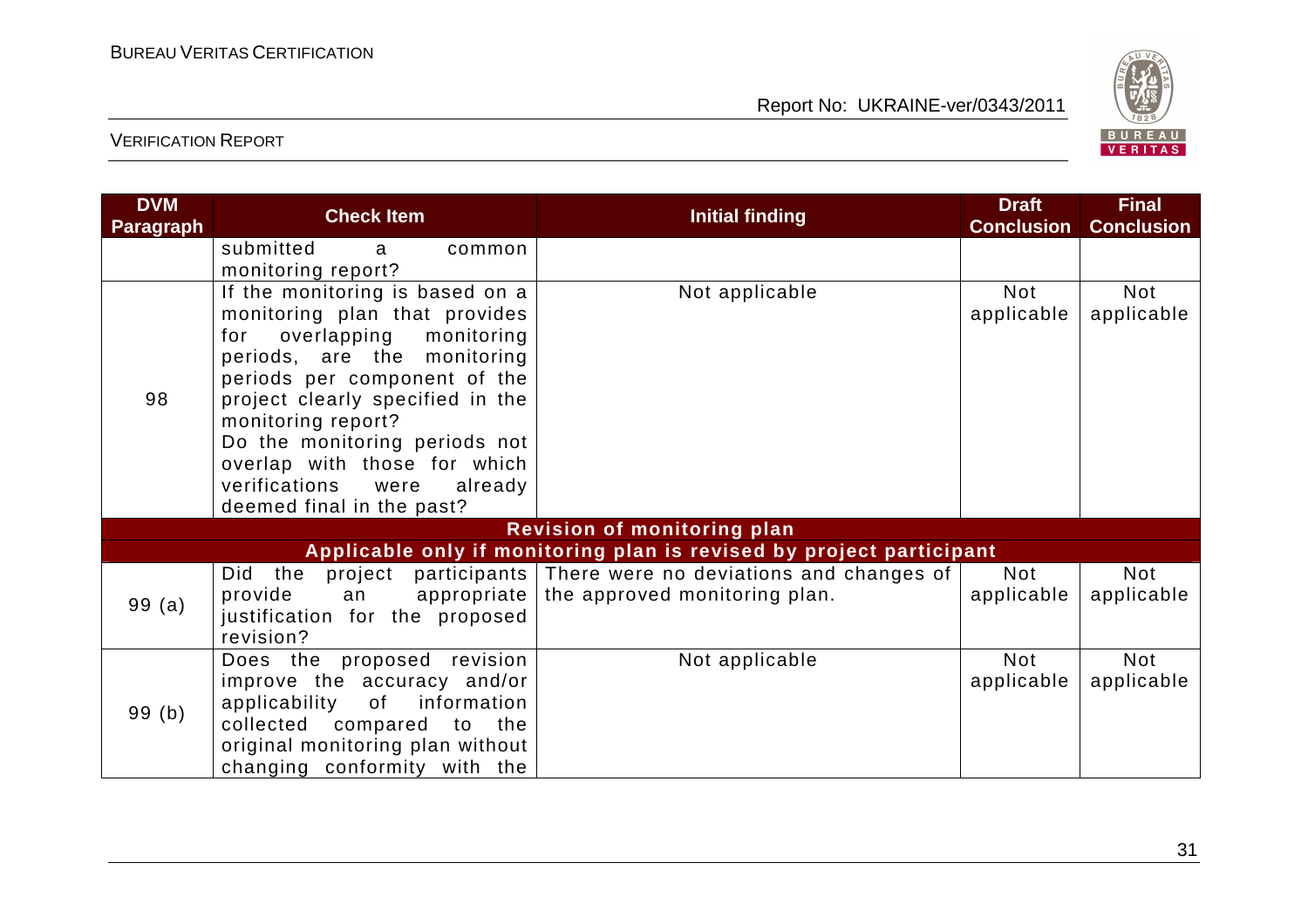| DVM Paragraph | Check Item | Initial finding | Draft Conclusion | Final Conclusion |
|---|---|---|---|---|
| | submitted a common monitoring report? | | | |
| 98 | If the monitoring is based on a monitoring plan that provides for overlapping monitoring periods, are the monitoring periods per component of the project clearly specified in the monitoring report? Do the monitoring periods not overlap with those for which verifications were already deemed final in the past? | Not applicable | Not applicable | Not applicable |
| **Revision of monitoring plan** **Applicable only if monitoring plan is revised by project participant** | | | | |
| 99 (a) | Did the project participants provide an appropriate justification for the proposed revision? | There were no deviations and changes of the approved monitoring plan. | Not applicable | Not applicable |
| 99 (b) | Does the proposed revision improve the accuracy and/or applicability of information collected compared to the original monitoring plan without changing conformity with the | Not applicable | Not applicable | Not applicable |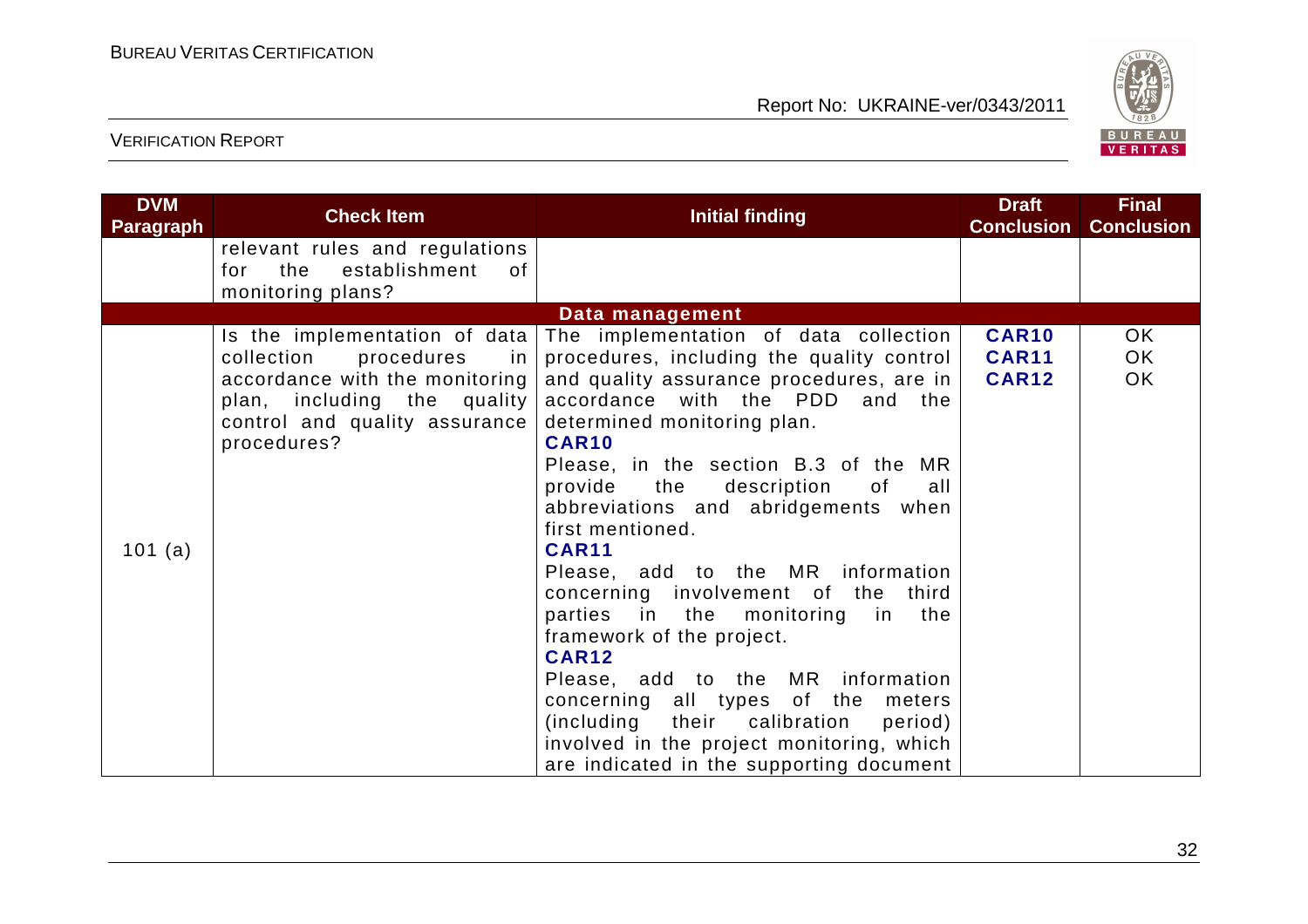| DVM Paragraph | Check Item | Initial finding | Draft Conclusion | Final Conclusion |
|---|---|---|---|---|
| | relevant rules and regulations for the establishment of monitoring plans? | | | |
| **Data management** | | | | |
| 101 (a) | Is the implementation of data collection procedures in accordance with the monitoring plan, including the quality control and quality assurance procedures? | The implementation of data collection procedures, including the quality control and quality assurance procedures, are in accordance with the PDD and the determined monitoring plan.<br>**CAR10**<br>Please, in the section B.3 of the MR provide the description of all abbreviations and abridgements when first mentioned.<br>**CAR11**<br>Please, add to the MR information concerning involvement of the third parties in the monitoring in the framework of the project.<br>**CAR12**<br>Please, add to the MR information concerning all types of the meters (including their calibration period) involved in the project monitoring, which are indicated in the supporting document | **CAR10**<br>**CAR11**<br>**CAR12** | OK<br>OK<br>OK |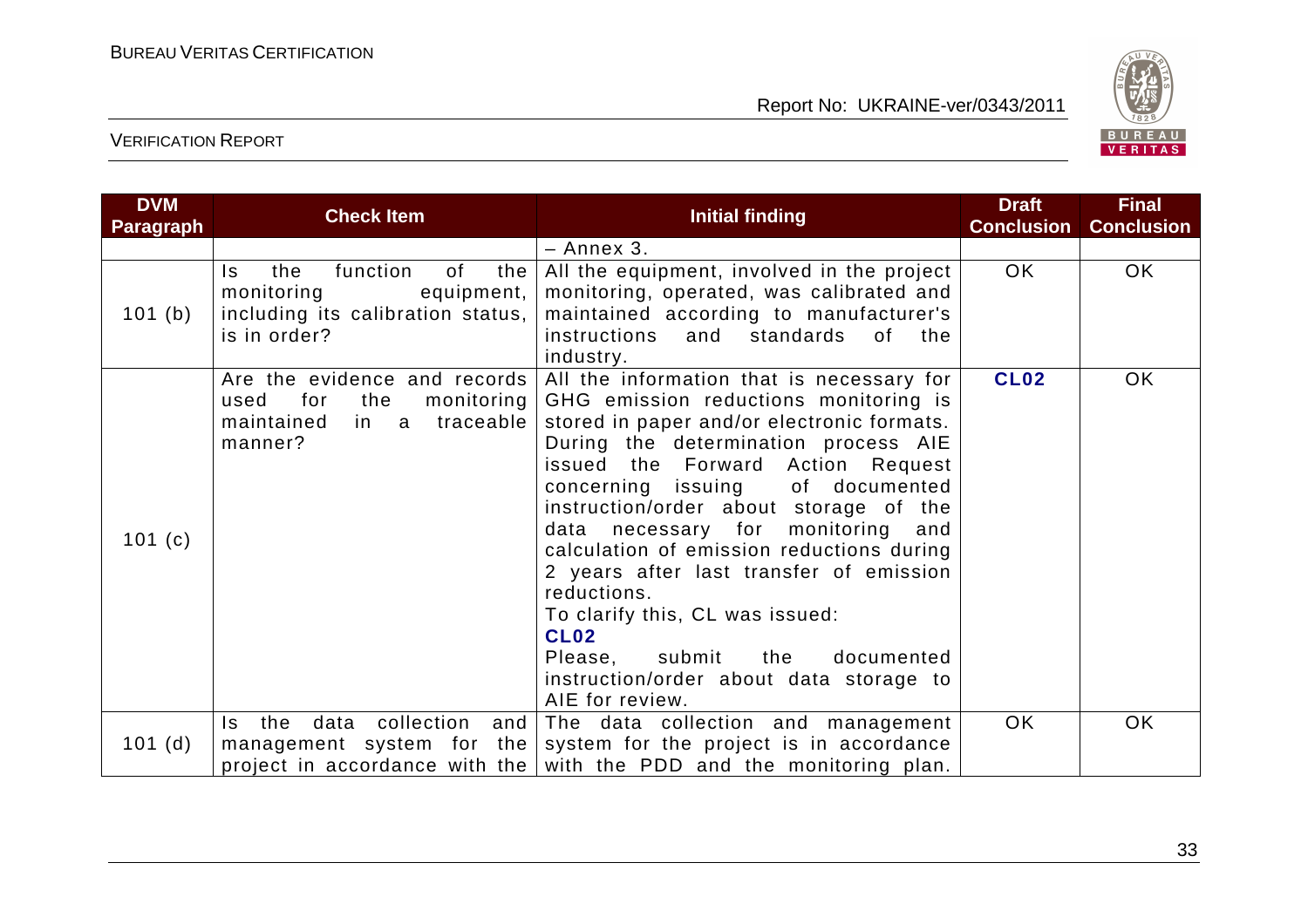| DVM Paragraph | Check Item | Initial finding | Draft Conclusion | Final Conclusion |
|---|---|---|---|---|
| | | – Annex 3. | | |
| 101 (b) | Is the function of the monitoring equipment, including its calibration status, is in order? | All the equipment, involved in the project monitoring, operated, was calibrated and maintained according to manufacturer's instructions and standards of the industry. | OK | OK |
| 101 (c) | Are the evidence and records used for the monitoring maintained in a traceable manner? | All the information that is necessary for GHG emission reductions monitoring is stored in paper and/or electronic formats. During the determination process AIE issued the Forward Action Request concerning issuing of documented instruction/order about storage of the data necessary for monitoring and calculation of emission reductions during 2 years after last transfer of emission reductions. To clarify this, CL was issued: **CL02** Please, submit the documented instruction/order about data storage to AIE for review. | **CL02** | OK |
| 101 (d) | Is the data collection and management system for the project in accordance with the | The data collection and management system for the project is in accordance with the PDD and the monitoring plan. | OK | OK |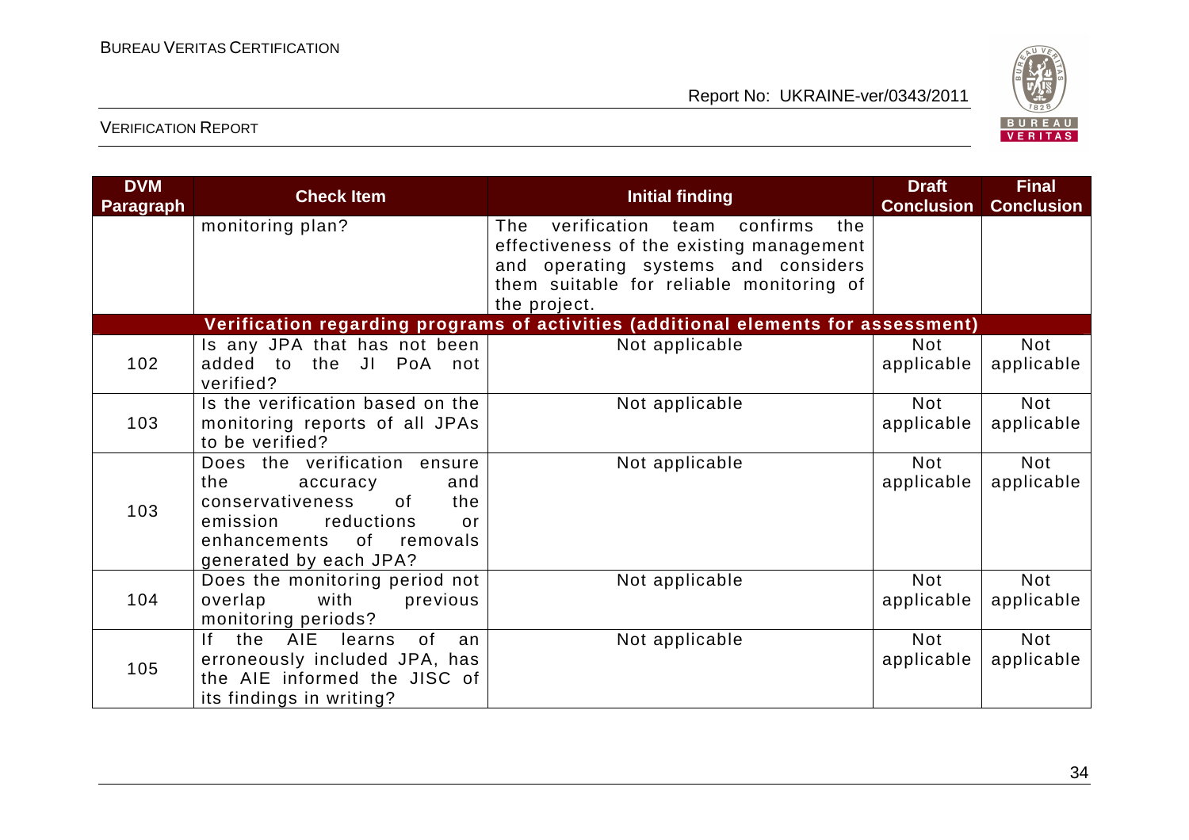| DVM Paragraph | Check Item | Initial finding | Draft Conclusion | Final Conclusion |
|---|---|---|---|---|
| | monitoring plan? | The verification team confirms the effectiveness of the existing management and operating systems and considers them suitable for reliable monitoring of the project. | | |
| **Verification regarding programs of activities (additional elements for assessment)** | | | | |
| 102 | Is any JPA that has not been added to the JI PoA not verified? | Not applicable | Not applicable | Not applicable |
| 103 | Is the verification based on the monitoring reports of all JPAs to be verified? | Not applicable | Not applicable | Not applicable |
| 103 | Does the verification ensure the accuracy and conservativeness of the emission reductions or enhancements of removals generated by each JPA? | Not applicable | Not applicable | Not applicable |
| 104 | Does the monitoring period not overlap with previous monitoring periods? | Not applicable | Not applicable | Not applicable |
| 105 | If the AIE learns of an erroneously included JPA, has the AIE informed the JISC of its findings in writing? | Not applicable | Not applicable | Not applicable |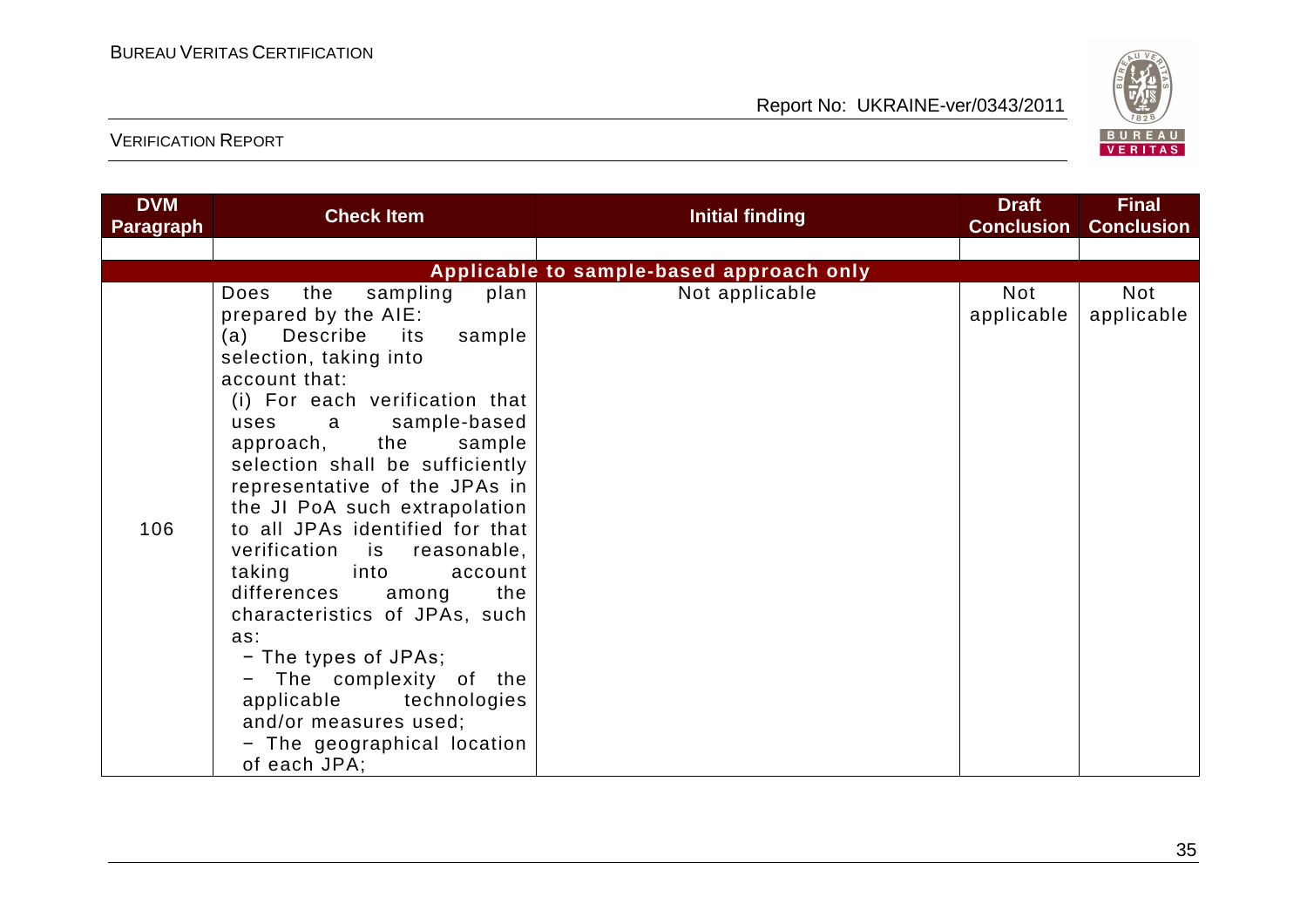| DVM Paragraph | Check Item | Initial finding | Draft Conclusion | Final Conclusion |
|---|---|---|---|---|
| | | | | |
| **Applicable to sample-based approach only** | | | | |
| 106 | Does the sampling plan prepared by the AIE:<br>(a) Describe its sample selection, taking into account that:<br>(i) For each verification that uses a sample-based approach, the sample selection shall be sufficiently representative of the JPAs in the JI PoA such extrapolation to all JPAs identified for that verification is reasonable, taking into account differences among the characteristics of JPAs, such as:<br>− The types of JPAs;<br>− The complexity of the applicable technologies and/or measures used;<br>− The geographical location of each JPA; | Not applicable | Not applicable | Not applicable |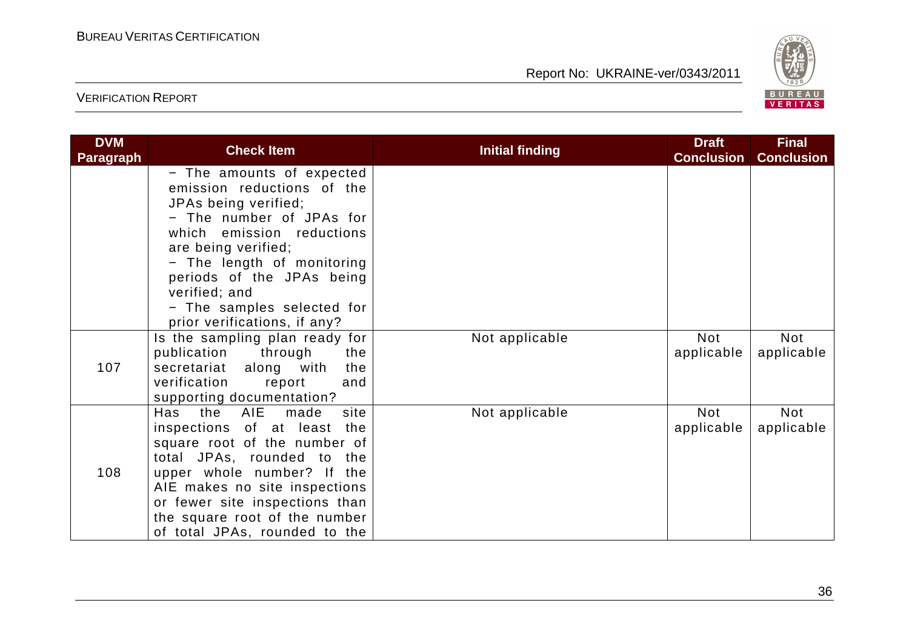| DVM Paragraph | Check Item | Initial finding | Draft Conclusion | Final Conclusion |
|---|---|---|---|---|
| | − The amounts of expected emission reductions of the JPAs being verified;<br>− The number of JPAs for which emission reductions are being verified;<br>− The length of monitoring periods of the JPAs being verified; and<br>− The samples selected for prior verifications, if any? | | | |
| 107 | Is the sampling plan ready for publication through the secretariat along with the verification report and supporting documentation? | Not applicable | Not applicable | Not applicable |
| 108 | Has the AIE made site inspections of at least the square root of the number of total JPAs, rounded to the upper whole number? If the AIE makes no site inspections or fewer site inspections than the square root of the number of total JPAs, rounded to the | Not applicable | Not applicable | Not applicable |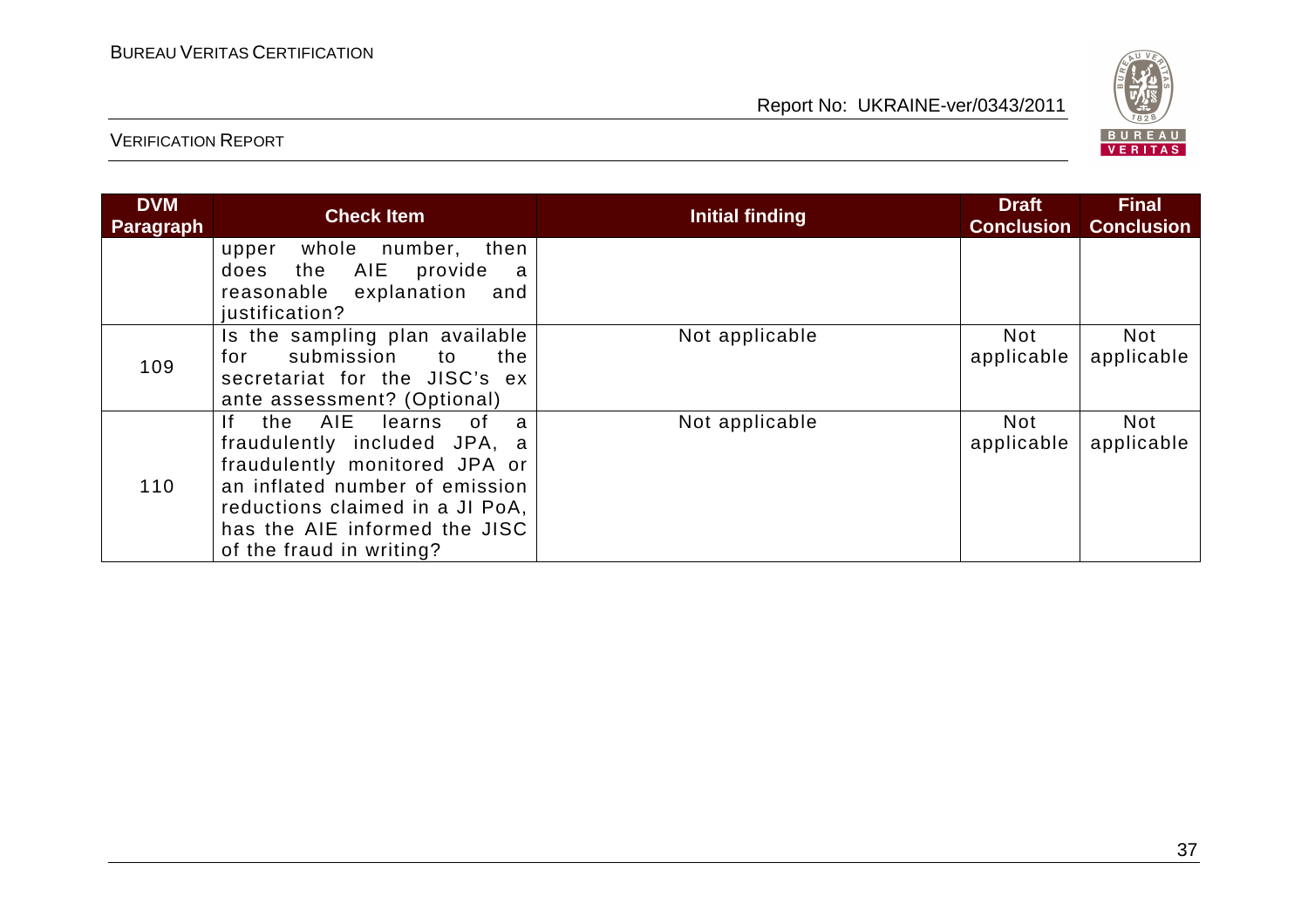| DVM Paragraph | Check Item | Initial finding | Draft Conclusion | Final Conclusion |
|---|---|---|---|---|
| | upper whole number, then does the AIE provide a reasonable explanation and justification? | | | |
| 109 | Is the sampling plan available for submission to the secretariat for the JISC's ex ante assessment? (Optional) | Not applicable | Not applicable | Not applicable |
| 110 | If the AIE learns of a fraudulently included JPA, a fraudulently monitored JPA or an inflated number of emission reductions claimed in a JI PoA, has the AIE informed the JISC of the fraud in writing? | Not applicable | Not applicable | Not applicable |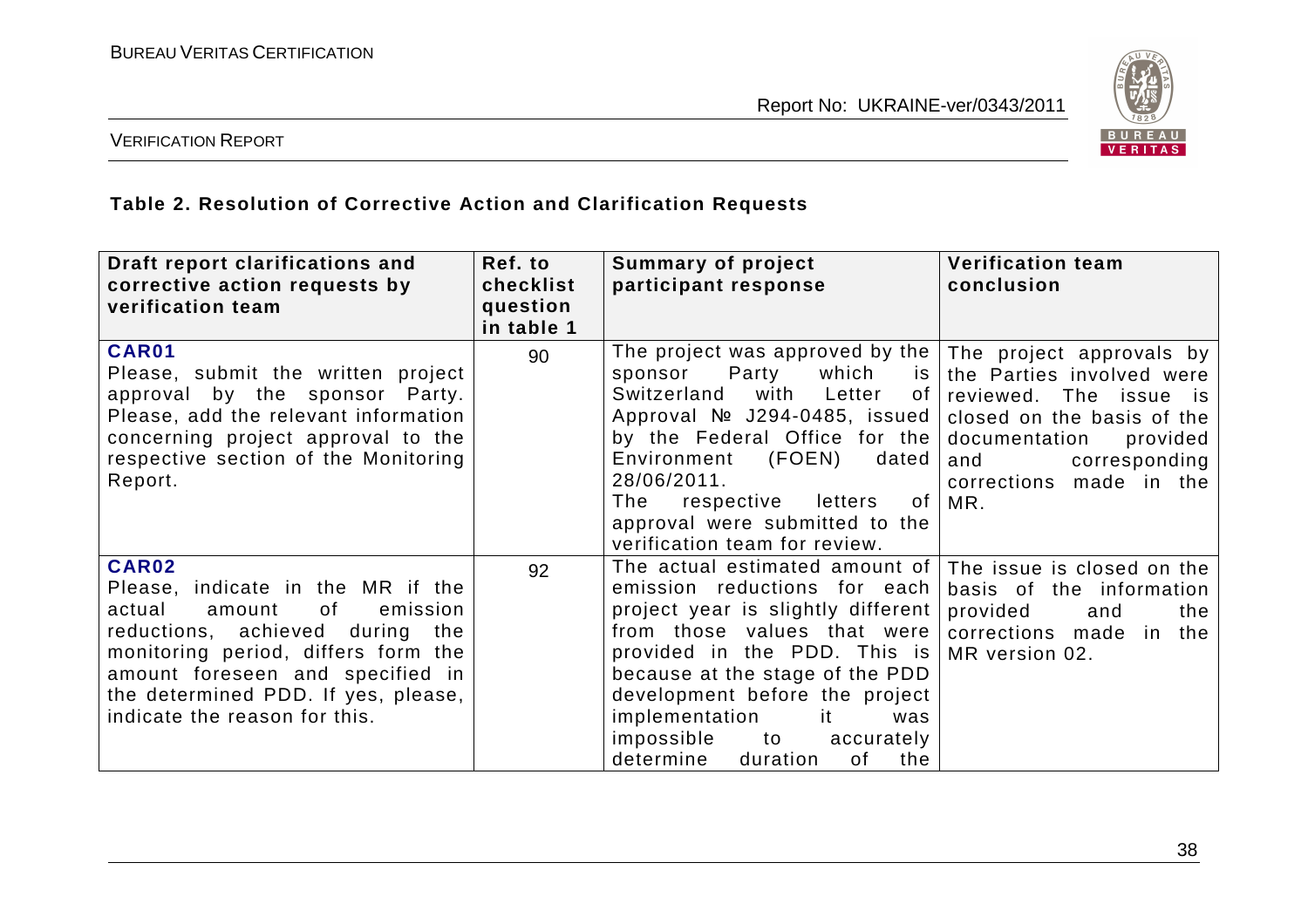### Table 2. Resolution of Corrective Action and Clarification Requests

| Draft report clarifications and corrective action requests by verification team | Ref. to checklist question in table 1 | Summary of project participant response | Verification team conclusion |
|---|---|---|---|
| **CAR01** Please, submit the written project approval by the sponsor Party. Please, add the relevant information concerning project approval to the respective section of the Monitoring Report. | 90 | The project was approved by the sponsor Party which is Switzerland with Letter of Approval № J294-0485, issued by the Federal Office for the Environment (FOEN) dated 28/06/2011. The respective letters of approval were submitted to the verification team for review. | The project approvals by the Parties involved were reviewed. The issue is closed on the basis of the documentation provided and corresponding corrections made in the MR. |
| **CAR02** Please, indicate in the MR if the actual amount of emission reductions, achieved during the monitoring period, differs form the amount foreseen and specified in the determined PDD. If yes, please, indicate the reason for this. | 92 | The actual estimated amount of emission reductions for each project year is slightly different from those values that were provided in the PDD. This is because at the stage of the PDD development before the project implementation it was impossible to accurately determine duration of the | The issue is closed on the basis of the information provided and the corrections made in the MR version 02. |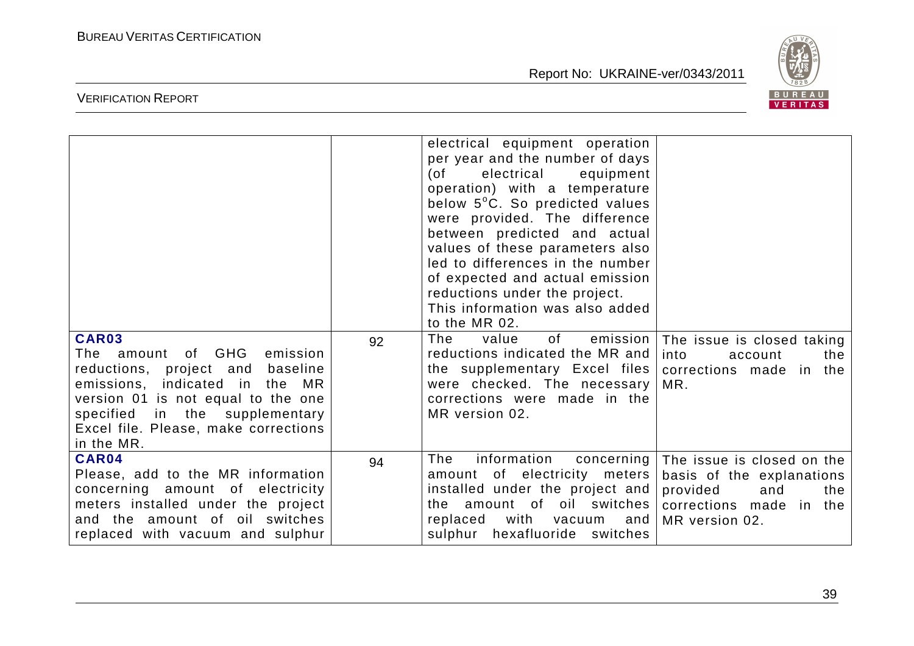| | | | |
|---|---|---|---|
| | | electrical equipment operation per year and the number of days (of electrical equipment operation) with a temperature below 5°C. So predicted values were provided. The difference between predicted and actual values of these parameters also led to differences in the number of expected and actual emission reductions under the project. This information was also added to the MR 02. | |
| **CAR03** The amount of GHG emission reductions, project and baseline emissions, indicated in the MR version 01 is not equal to the one specified in the supplementary Excel file. Please, make corrections in the MR. | 92 | The value of emission reductions indicated the MR and the supplementary Excel files were checked. The necessary corrections were made in the MR version 02. | The issue is closed taking into account the corrections made in the MR. |
| **CAR04** Please, add to the MR information concerning amount of electricity meters installed under the project and the amount of oil switches replaced with vacuum and sulphur | 94 | The information concerning amount of electricity meters installed under the project and the amount of oil switches replaced with vacuum and sulphur hexafluoride switches | The issue is closed on the basis of the explanations provided and the corrections made in the MR version 02. |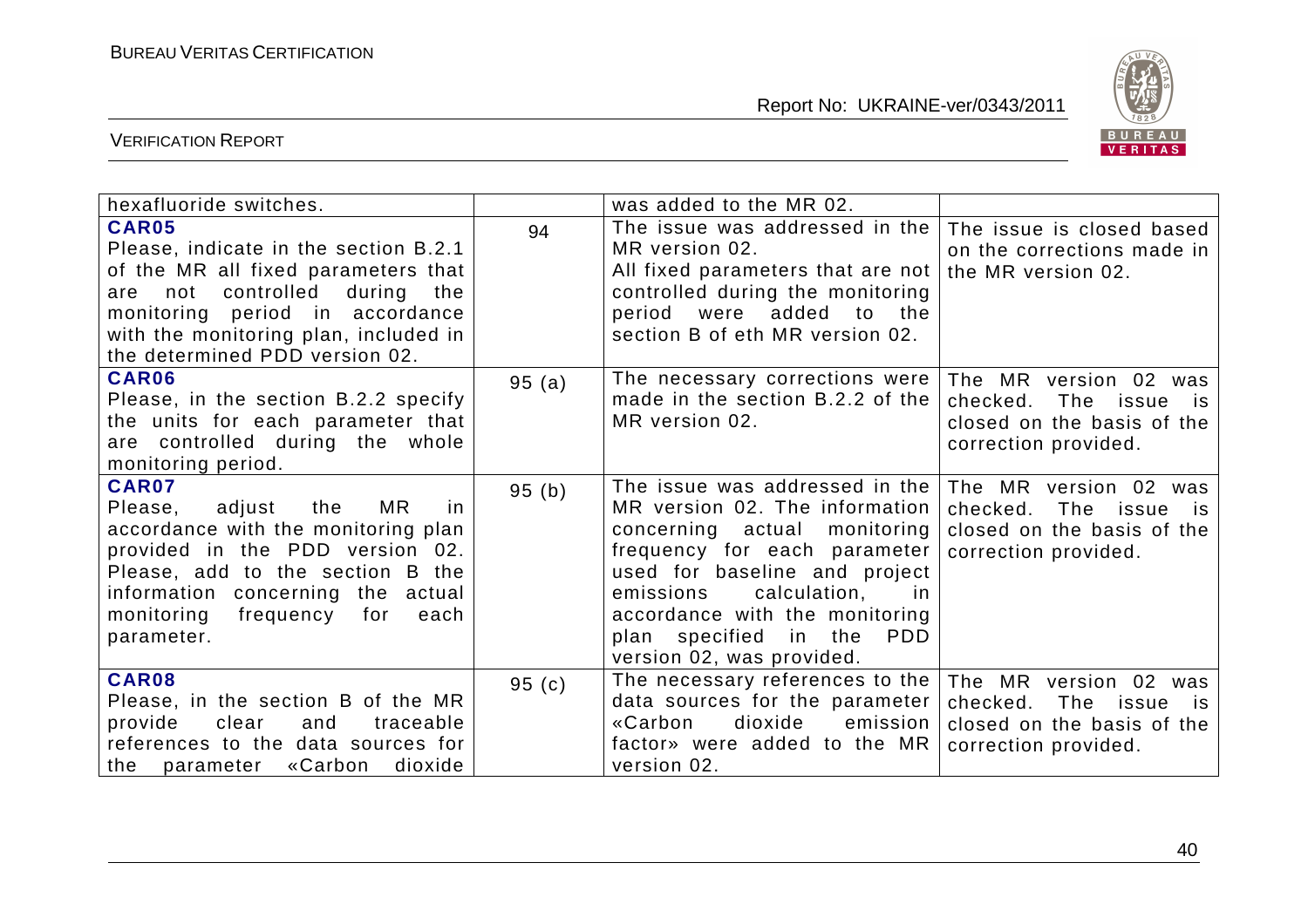| | | | |
|---|---|---|---|
| hexafluoride switches. | | was added to the MR 02. | |
| **CAR05**<br>Please, indicate in the section B.2.1 of the MR all fixed parameters that are not controlled during the monitoring period in accordance with the monitoring plan, included in the determined PDD version 02. | 94 | The issue was addressed in the MR version 02.<br>All fixed parameters that are not controlled during the monitoring period were added to the section B of eth MR version 02. | The issue is closed based on the corrections made in the MR version 02. |
| **CAR06**<br>Please, in the section B.2.2 specify the units for each parameter that are controlled during the whole monitoring period. | 95 (a) | The necessary corrections were made in the section B.2.2 of the MR version 02. | The MR version 02 was checked. The issue is closed on the basis of the correction provided. |
| **CAR07**<br>Please, adjust the MR in accordance with the monitoring plan provided in the PDD version 02. Please, add to the section B the information concerning the actual monitoring frequency for each parameter. | 95 (b) | The issue was addressed in the MR version 02. The information concerning actual monitoring frequency for each parameter used for baseline and project emissions calculation, in accordance with the monitoring plan specified in the PDD version 02, was provided. | The MR version 02 was checked. The issue is closed on the basis of the correction provided. |
| **CAR08**<br>Please, in the section B of the MR provide clear and traceable references to the data sources for the parameter «Carbon dioxide | 95 (c) | The necessary references to the data sources for the parameter «Carbon dioxide emission factor» were added to the MR version 02. | The MR version 02 was checked. The issue is closed on the basis of the correction provided. |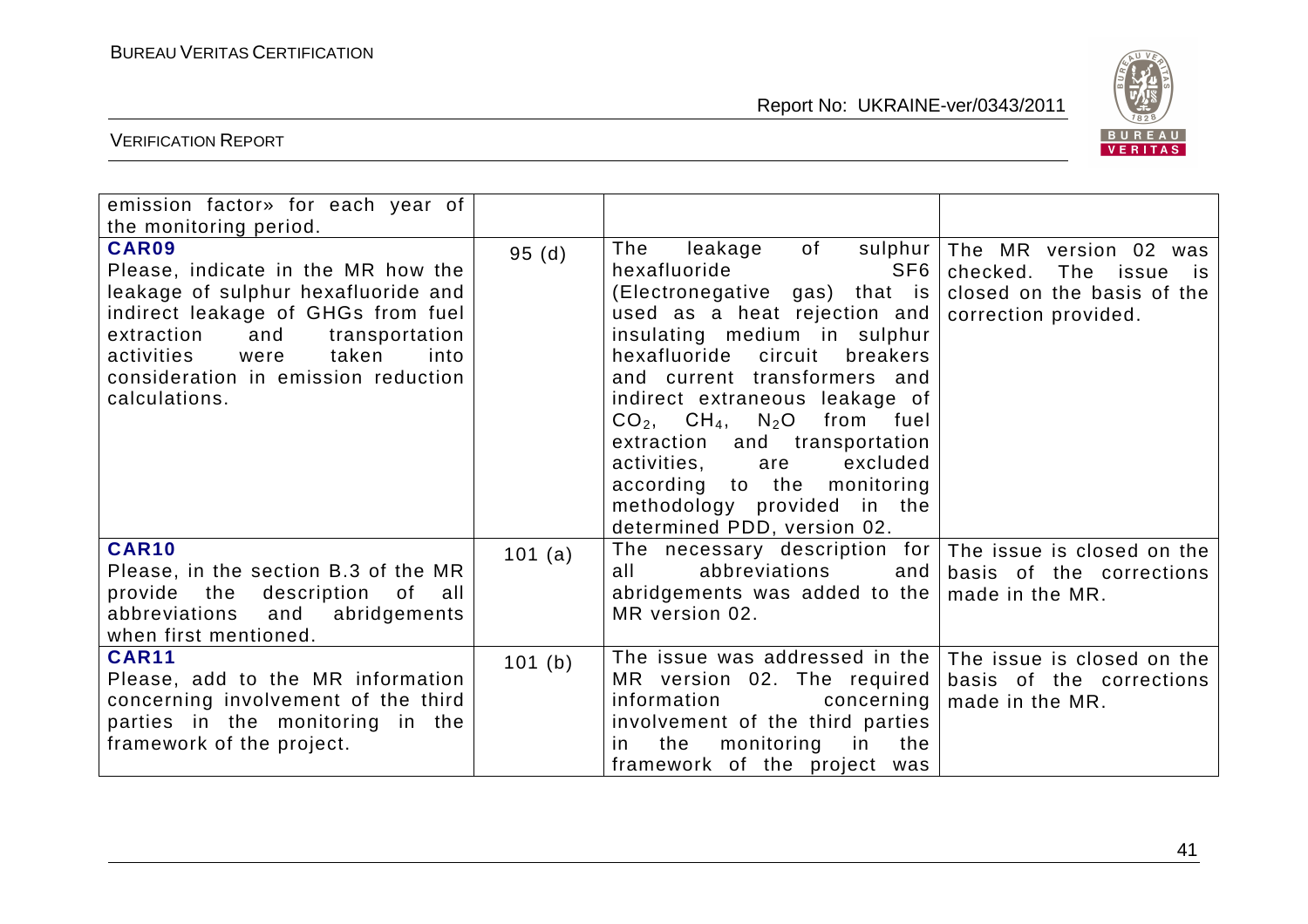| | | | |
|---|---|---|---|
| emission factor» for each year of the monitoring period. | | | |
| **CAR09**<br>Please, indicate in the MR how the leakage of sulphur hexafluoride and indirect leakage of GHGs from fuel extraction and transportation activities were taken into consideration in emission reduction calculations. | 95 (d) | The leakage of sulphur hexafluoride SF6 (Electronegative gas) that is used as a heat rejection and insulating medium in sulphur hexafluoride circuit breakers and current transformers and indirect extraneous leakage of $CO_2$, $CH_4$, $N_2O$ from fuel extraction and transportation activities, are excluded according to the monitoring methodology provided in the determined PDD, version 02. | The MR version 02 was checked. The issue is closed on the basis of the correction provided. |
| **CAR10**<br>Please, in the section B.3 of the MR provide the description of all abbreviations and abridgements when first mentioned. | 101 (a) | The necessary description for all abbreviations and abridgements was added to the MR version 02. | The issue is closed on the basis of the corrections made in the MR. |
| **CAR11**<br>Please, add to the MR information concerning involvement of the third parties in the monitoring in the framework of the project. | 101 (b) | The issue was addressed in the MR version 02. The required information concerning involvement of the third parties in the monitoring in the framework of the project was | The issue is closed on the basis of the corrections made in the MR. |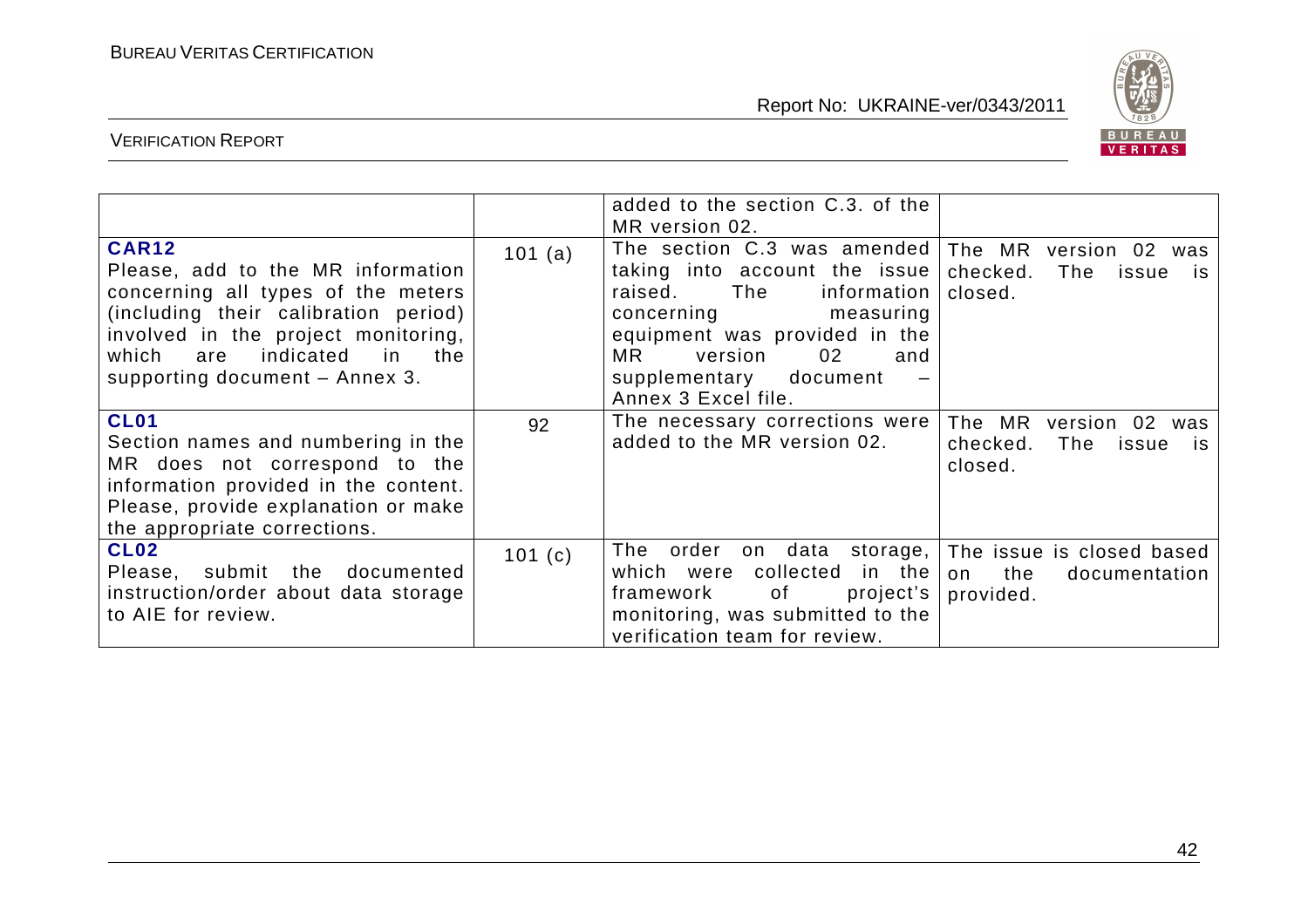| | | | |
|---|---|---|---|
| | | added to the section C.3. of the MR version 02. | |
| **CAR12** Please, add to the MR information concerning all types of the meters (including their calibration period) involved in the project monitoring, which are indicated in the supporting document – Annex 3. | 101 (a) | The section C.3 was amended taking into account the issue raised. The information concerning measuring equipment was provided in the MR version 02 and supplementary document – Annex 3 Excel file. | The MR version 02 was checked. The issue is closed. |
| **CL01** Section names and numbering in the MR does not correspond to the information provided in the content. Please, provide explanation or make the appropriate corrections. | 92 | The necessary corrections were added to the MR version 02. | The MR version 02 was checked. The issue is closed. |
| **CL02** Please, submit the documented instruction/order about data storage to AIE for review. | 101 (c) | The order on data storage, which were collected in the framework of project's monitoring, was submitted to the verification team for review. | The issue is closed based on the documentation provided. |